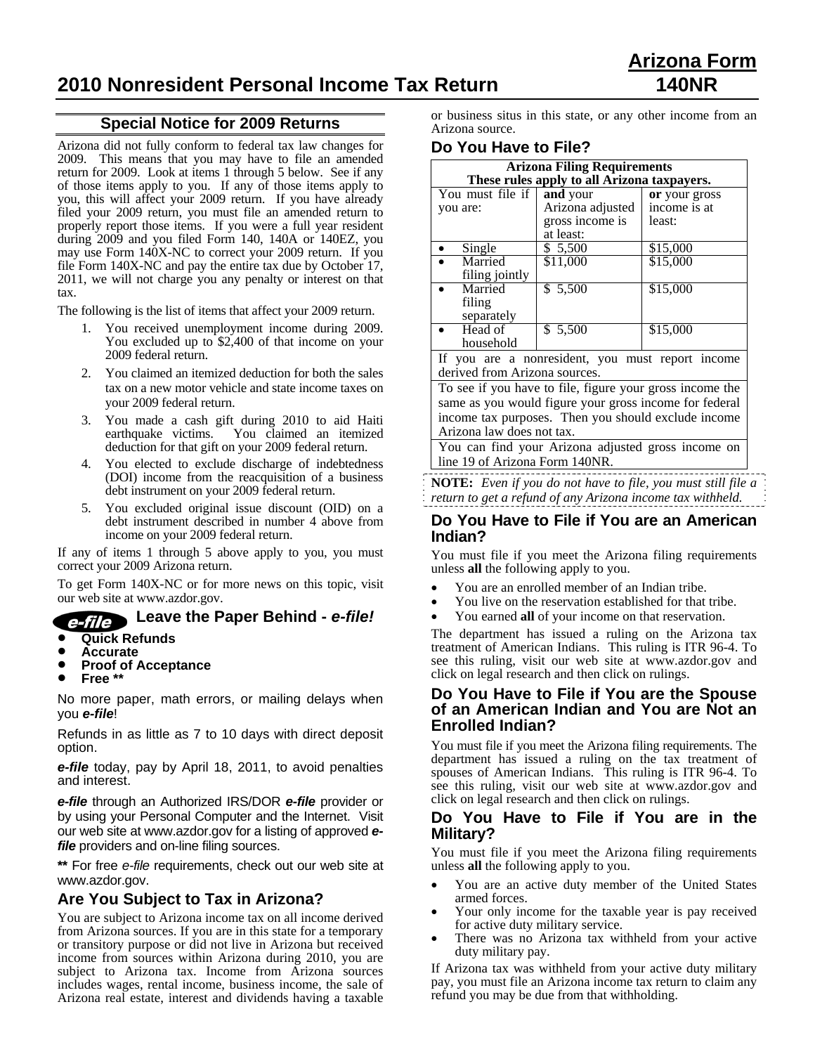# Arizona Form 140NR

# 2010 Nonresident Personal Income Tax Return

## Special Notice for 2009 Returns

Arizona did not fully conform to federal tax law changes for 2009. This means that you may have to file an amended return for 2009. Look at items 1 through 5 below. See if any of those items apply to you. If any of those items apply to you, this will affect your 2009 return. If you have already filed your 2009 return, you must file an amended return to properly report those items. If you were a full year resident during 2009 and you filed Form 140, 140A or 140EZ, you may use Form 140X-NC to correct your 2009 return. If you file Form 140X-NC and pay the entire tax due by October 17, 2011, we will not charge you any penalty or interest on that tax.

The following is the list of items that affect your 2009 return.

1. You received unemployment income during 2009. You excluded up to $2,400 of that income on your 2009 federal return.
2. You claimed an itemized deduction for both the sales tax on a new motor vehicle and state income taxes on your 2009 federal return.
3. You made a cash gift during 2010 to aid Haiti earthquake victims. You claimed an itemized deduction for that gift on your 2009 federal return.
4. You elected to exclude discharge of indebtedness (DOI) income from the reacquisition of a business debt instrument on your 2009 federal return.
5. You excluded original issue discount (OID) on a debt instrument described in number 4 above from income on your 2009 federal return.

If any of items 1 through 5 above apply to you, you must correct your 2009 Arizona return.

To get Form 140X-NC or for more news on this topic, visit our web site at www.azdor.gov.

## *e-file* Leave the Paper Behind - *e-file!*

- **Quick Refunds**
- **Accurate**
- **Proof of Acceptance**
- **Free \*\***

No more paper, math errors, or mailing delays when you ***e-file***!

Refunds in as little as 7 to 10 days with direct deposit option.

***e-file*** today, pay by April 18, 2011, to avoid penalties and interest.

***e-file*** through an Authorized IRS/DOR ***e-file*** provider or by using your Personal Computer and the Internet. Visit our web site at www.azdor.gov for a listing of approved ***e-file*** providers and on-line filing sources.

**\*\*** For free *e-file* requirements, check out our web site at www.azdor.gov.

## Are You Subject to Tax in Arizona?

You are subject to Arizona income tax on all income derived from Arizona sources. If you are in this state for a temporary or transitory purpose or did not live in Arizona but received income from sources within Arizona during 2010, you are subject to Arizona tax. Income from Arizona sources includes wages, rental income, business income, the sale of Arizona real estate, interest and dividends having a taxable or business situs in this state, or any other income from an Arizona source.

## Do You Have to File?

| **Arizona Filing Requirements**<br>**These rules apply to all Arizona taxpayers.** | | |
|---|---|---|
| You must file if you are: | **and** your Arizona adjusted gross income is at least: | **or** your gross income is at least: |
| • Single | $ 5,500 | $15,000 |
| • Married filing jointly | $11,000 | $15,000 |
| • Married filing separately | $ 5,500 | $15,000 |
| • Head of household | $ 5,500 | $15,000 |
| If you are a nonresident, you must report income derived from Arizona sources. | | |
| To see if you have to file, figure your gross income the same as you would figure your gross income for federal income tax purposes. Then you should exclude income Arizona law does not tax. | | |
| You can find your Arizona adjusted gross income on line 19 of Arizona Form 140NR. | | |

**NOTE:** *Even if you do not have to file, you must still file a return to get a refund of any Arizona income tax withheld.*

## Do You Have to File if You are an American Indian?

You must file if you meet the Arizona filing requirements unless **all** the following apply to you.

- You are an enrolled member of an Indian tribe.
- You live on the reservation established for that tribe.
- You earned **all** of your income on that reservation.

The department has issued a ruling on the Arizona tax treatment of American Indians. This ruling is ITR 96-4. To see this ruling, visit our web site at www.azdor.gov and click on legal research and then click on rulings.

## Do You Have to File if You are the Spouse of an American Indian and You are Not an Enrolled Indian?

You must file if you meet the Arizona filing requirements. The department has issued a ruling on the tax treatment of spouses of American Indians. This ruling is ITR 96-4. To see this ruling, visit our web site at www.azdor.gov and click on legal research and then click on rulings.

## Do You Have to File if You are in the Military?

You must file if you meet the Arizona filing requirements unless **all** the following apply to you.

- You are an active duty member of the United States armed forces.
- Your only income for the taxable year is pay received for active duty military service.
- There was no Arizona tax withheld from your active duty military pay.

If Arizona tax was withheld from your active duty military pay, you must file an Arizona income tax return to claim any refund you may be due from that withholding.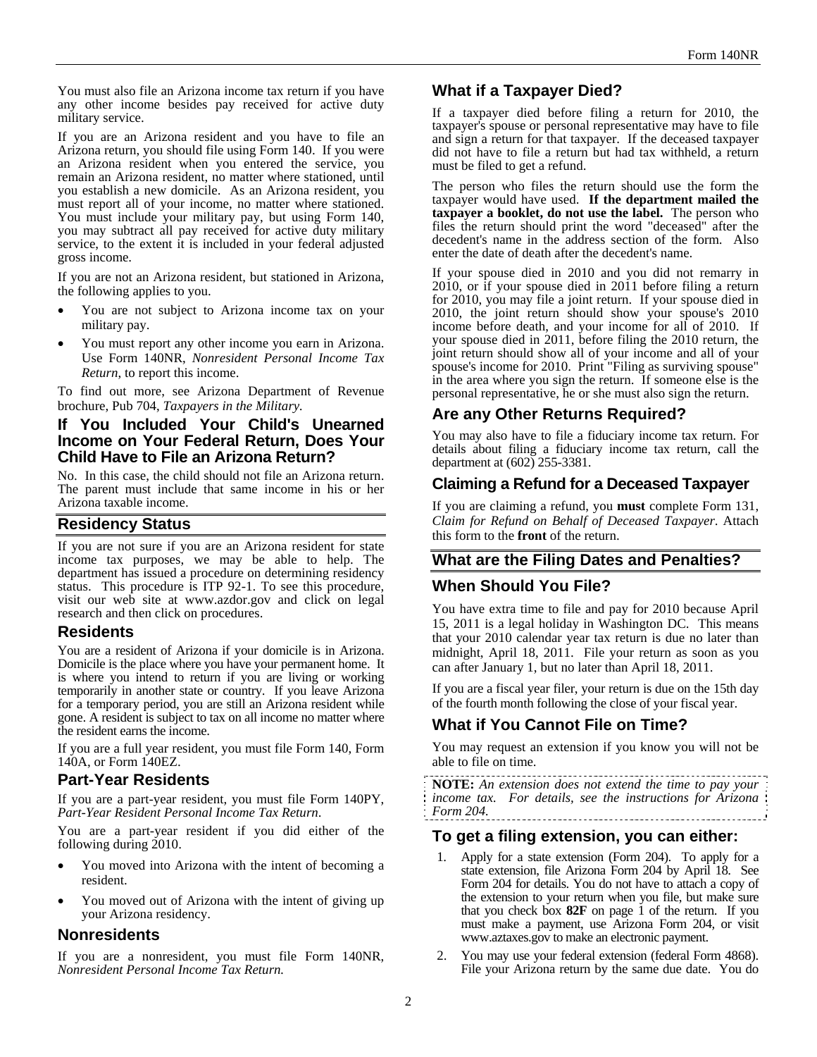You must also file an Arizona income tax return if you have any other income besides pay received for active duty military service.

If you are an Arizona resident and you have to file an Arizona return, you should file using Form 140. If you were an Arizona resident when you entered the service, you remain an Arizona resident, no matter where stationed, until you establish a new domicile. As an Arizona resident, you must report all of your income, no matter where stationed. You must include your military pay, but using Form 140, you may subtract all pay received for active duty military service, to the extent it is included in your federal adjusted gross income.

If you are not an Arizona resident, but stationed in Arizona, the following applies to you.

- You are not subject to Arizona income tax on your military pay.
- You must report any other income you earn in Arizona. Use Form 140NR, *Nonresident Personal Income Tax Return*, to report this income.

To find out more, see Arizona Department of Revenue brochure, Pub 704, *Taxpayers in the Military*.

### If You Included Your Child's Unearned Income on Your Federal Return, Does Your Child Have to File an Arizona Return?

No. In this case, the child should not file an Arizona return. The parent must include that same income in his or her Arizona taxable income.

## Residency Status

If you are not sure if you are an Arizona resident for state income tax purposes, we may be able to help. The department has issued a procedure on determining residency status. This procedure is ITP 92-1. To see this procedure, visit our web site at www.azdor.gov and click on legal research and then click on procedures.

### Residents

You are a resident of Arizona if your domicile is in Arizona. Domicile is the place where you have your permanent home. It is where you intend to return if you are living or working temporarily in another state or country. If you leave Arizona for a temporary period, you are still an Arizona resident while gone. A resident is subject to tax on all income no matter where the resident earns the income.

If you are a full year resident, you must file Form 140, Form 140A, or Form 140EZ.

### Part-Year Residents

If you are a part-year resident, you must file Form 140PY, *Part-Year Resident Personal Income Tax Return*.

You are a part-year resident if you did either of the following during 2010.

- You moved into Arizona with the intent of becoming a resident.
- You moved out of Arizona with the intent of giving up your Arizona residency.

### Nonresidents

If you are a nonresident, you must file Form 140NR, *Nonresident Personal Income Tax Return*.

### What if a Taxpayer Died?

If a taxpayer died before filing a return for 2010, the taxpayer's spouse or personal representative may have to file and sign a return for that taxpayer. If the deceased taxpayer did not have to file a return but had tax withheld, a return must be filed to get a refund.

The person who files the return should use the form the taxpayer would have used. **If the department mailed the taxpayer a booklet, do not use the label.** The person who files the return should print the word "deceased" after the decedent's name in the address section of the form. Also enter the date of death after the decedent's name.

If your spouse died in 2010 and you did not remarry in 2010, or if your spouse died in 2011 before filing a return for 2010, you may file a joint return. If your spouse died in 2010, the joint return should show your spouse's 2010 income before death, and your income for all of 2010. If your spouse died in 2011, before filing the 2010 return, the joint return should show all of your income and all of your spouse's income for 2010. Print "Filing as surviving spouse" in the area where you sign the return. If someone else is the personal representative, he or she must also sign the return.

### Are any Other Returns Required?

You may also have to file a fiduciary income tax return. For details about filing a fiduciary income tax return, call the department at (602) 255-3381.

### Claiming a Refund for a Deceased Taxpayer

If you are claiming a refund, you **must** complete Form 131, *Claim for Refund on Behalf of Deceased Taxpayer*. Attach this form to the **front** of the return.

## What are the Filing Dates and Penalties?

### When Should You File?

You have extra time to file and pay for 2010 because April 15, 2011 is a legal holiday in Washington DC. This means that your 2010 calendar year tax return is due no later than midnight, April 18, 2011. File your return as soon as you can after January 1, but no later than April 18, 2011.

If you are a fiscal year filer, your return is due on the 15th day of the fourth month following the close of your fiscal year.

### What if You Cannot File on Time?

You may request an extension if you know you will not be able to file on time.

**NOTE:** *An extension does not extend the time to pay your income tax. For details, see the instructions for Arizona Form 204.*

### To get a filing extension, you can either:

1. Apply for a state extension (Form 204). To apply for a state extension, file Arizona Form 204 by April 18. See Form 204 for details. You do not have to attach a copy of the extension to your return when you file, but make sure that you check box **82F** on page 1 of the return. If you must make a payment, use Arizona Form 204, or visit www.aztaxes.gov to make an electronic payment.
2. You may use your federal extension (federal Form 4868). File your Arizona return by the same due date. You do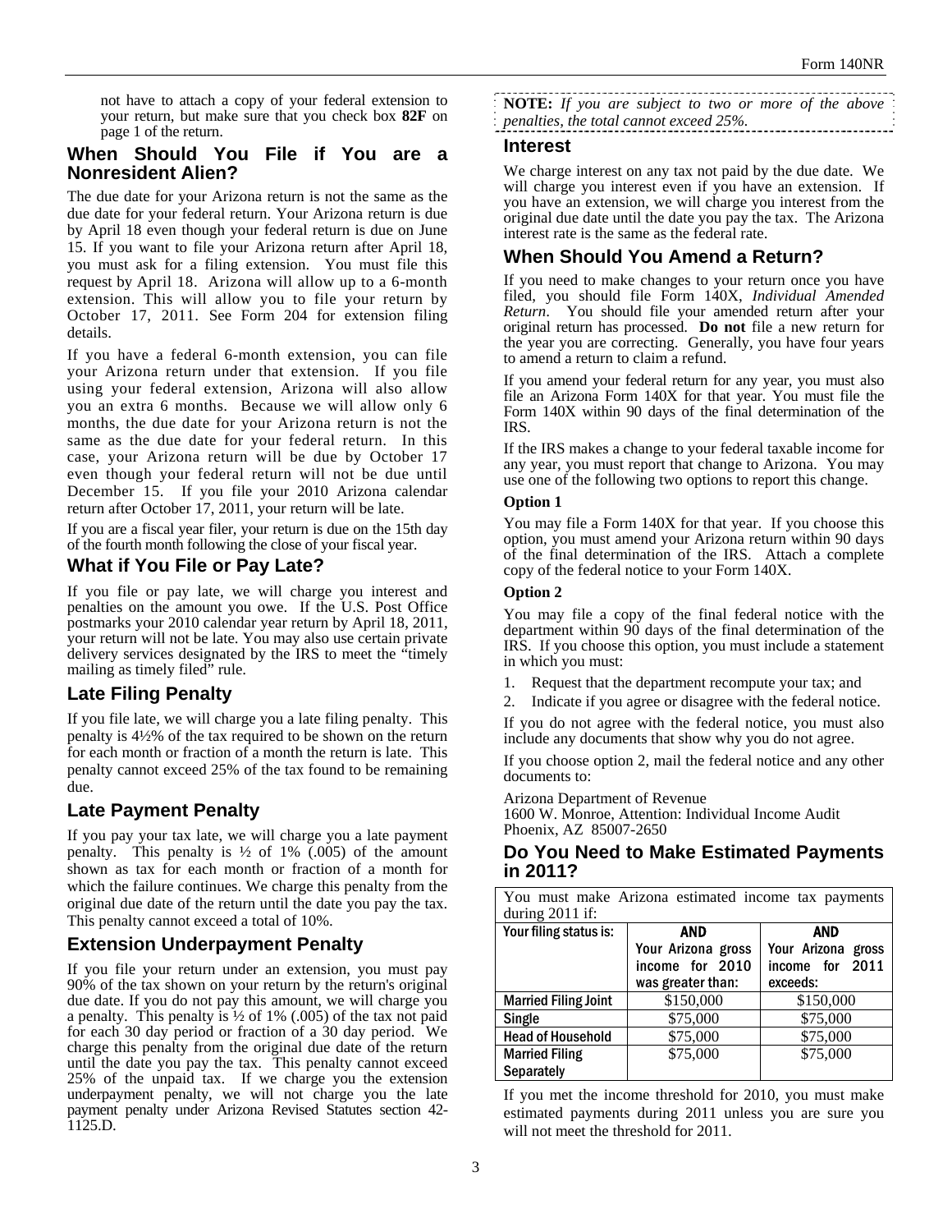not have to attach a copy of your federal extension to your return, but make sure that you check box **82F** on page 1 of the return.

## When Should You File if You are a Nonresident Alien?

The due date for your Arizona return is not the same as the due date for your federal return. Your Arizona return is due by April 18 even though your federal return is due on June 15. If you want to file your Arizona return after April 18, you must ask for a filing extension. You must file this request by April 18. Arizona will allow up to a 6-month extension. This will allow you to file your return by October 17, 2011. See Form 204 for extension filing details.

If you have a federal 6-month extension, you can file your Arizona return under that extension. If you file using your federal extension, Arizona will also allow you an extra 6 months. Because we will allow only 6 months, the due date for your Arizona return is not the same as the due date for your federal return. In this case, your Arizona return will be due by October 17 even though your federal return will not be due until December 15. If you file your 2010 Arizona calendar return after October 17, 2011, your return will be late.

If you are a fiscal year filer, your return is due on the 15th day of the fourth month following the close of your fiscal year.

## What if You File or Pay Late?

If you file or pay late, we will charge you interest and penalties on the amount you owe. If the U.S. Post Office postmarks your 2010 calendar year return by April 18, 2011, your return will not be late. You may also use certain private delivery services designated by the IRS to meet the "timely mailing as timely filed" rule.

## Late Filing Penalty

If you file late, we will charge you a late filing penalty. This penalty is 4½% of the tax required to be shown on the return for each month or fraction of a month the return is late. This penalty cannot exceed 25% of the tax found to be remaining due.

## Late Payment Penalty

If you pay your tax late, we will charge you a late payment penalty. This penalty is ½ of 1% (.005) of the amount shown as tax for each month or fraction of a month for which the failure continues. We charge this penalty from the original due date of the return until the date you pay the tax. This penalty cannot exceed a total of 10%.

## Extension Underpayment Penalty

If you file your return under an extension, you must pay 90% of the tax shown on your return by the return's original due date. If you do not pay this amount, we will charge you a penalty. This penalty is ½ of 1% (.005) of the tax not paid for each 30 day period or fraction of a 30 day period. We charge this penalty from the original due date of the return until the date you pay the tax. This penalty cannot exceed 25% of the unpaid tax. If we charge you the extension underpayment penalty, we will not charge you the late payment penalty under Arizona Revised Statutes section 42-1125.D.

**NOTE:** *If you are subject to two or more of the above penalties, the total cannot exceed 25%.*

## Interest

We charge interest on any tax not paid by the due date. We will charge you interest even if you have an extension. If you have an extension, we will charge you interest from the original due date until the date you pay the tax. The Arizona interest rate is the same as the federal rate.

## When Should You Amend a Return?

If you need to make changes to your return once you have filed, you should file Form 140X, *Individual Amended Return*. You should file your amended return after your original return has processed. **Do not** file a new return for the year you are correcting. Generally, you have four years to amend a return to claim a refund.

If you amend your federal return for any year, you must also file an Arizona Form 140X for that year. You must file the Form 140X within 90 days of the final determination of the IRS.

If the IRS makes a change to your federal taxable income for any year, you must report that change to Arizona. You may use one of the following two options to report this change.

**Option 1**

You may file a Form 140X for that year. If you choose this option, you must amend your Arizona return within 90 days of the final determination of the IRS. Attach a complete copy of the federal notice to your Form 140X.

**Option 2**

You may file a copy of the final federal notice with the department within 90 days of the final determination of the IRS. If you choose this option, you must include a statement in which you must:

1. Request that the department recompute your tax; and
2. Indicate if you agree or disagree with the federal notice.

If you do not agree with the federal notice, you must also include any documents that show why you do not agree.

If you choose option 2, mail the federal notice and any other documents to:

Arizona Department of Revenue
1600 W. Monroe, Attention: Individual Income Audit
Phoenix, AZ 85007-2650

## Do You Need to Make Estimated Payments in 2011?

You must make Arizona estimated income tax payments during 2011 if:

| Your filing status is: | AND Your Arizona gross income for 2010 was greater than: | AND Your Arizona gross income for 2011 exceeds: |
|---|---|---|
| Married Filing Joint | $150,000 | $150,000 |
| Single | $75,000 | $75,000 |
| Head of Household | $75,000 | $75,000 |
| Married Filing Separately | $75,000 | $75,000 |

If you met the income threshold for 2010, you must make estimated payments during 2011 unless you are sure you will not meet the threshold for 2011.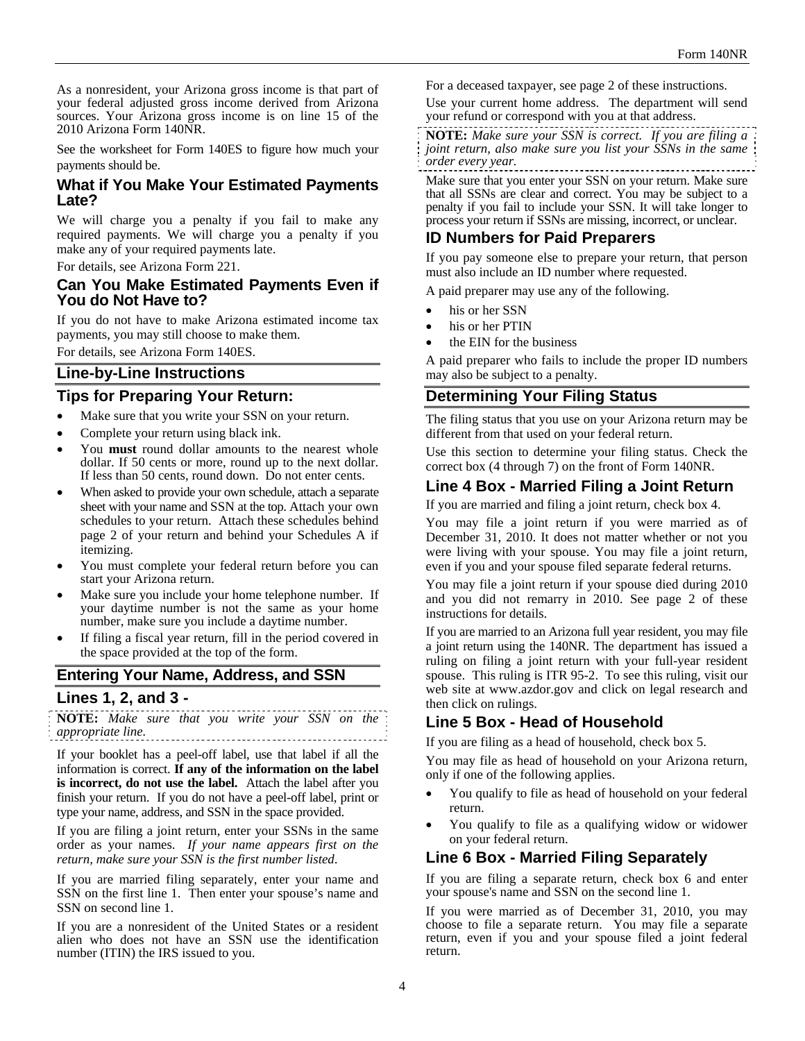As a nonresident, your Arizona gross income is that part of your federal adjusted gross income derived from Arizona sources. Your Arizona gross income is on line 15 of the 2010 Arizona Form 140NR.

See the worksheet for Form 140ES to figure how much your payments should be.

### What if You Make Your Estimated Payments Late?

We will charge you a penalty if you fail to make any required payments. We will charge you a penalty if you make any of your required payments late.

For details, see Arizona Form 221.

### Can You Make Estimated Payments Even if You do Not Have to?

If you do not have to make Arizona estimated income tax payments, you may still choose to make them.

For details, see Arizona Form 140ES.

## Line-by-Line Instructions

### Tips for Preparing Your Return:

- Make sure that you write your SSN on your return.
- Complete your return using black ink.
- You **must** round dollar amounts to the nearest whole dollar. If 50 cents or more, round up to the next dollar. If less than 50 cents, round down. Do not enter cents.
- When asked to provide your own schedule, attach a separate sheet with your name and SSN at the top. Attach your own schedules to your return. Attach these schedules behind page 2 of your return and behind your Schedules A if itemizing.
- You must complete your federal return before you can start your Arizona return.
- Make sure you include your home telephone number. If your daytime number is not the same as your home number, make sure you include a daytime number.
- If filing a fiscal year return, fill in the period covered in the space provided at the top of the form.

## Entering Your Name, Address, and SSN

### Lines 1, 2, and 3 -

**NOTE:** *Make sure that you write your SSN on the appropriate line.*

If your booklet has a peel-off label, use that label if all the information is correct. **If any of the information on the label is incorrect, do not use the label.** Attach the label after you finish your return. If you do not have a peel-off label, print or type your name, address, and SSN in the space provided.

If you are filing a joint return, enter your SSNs in the same order as your names. *If your name appears first on the return, make sure your SSN is the first number listed*.

If you are married filing separately, enter your name and SSN on the first line 1. Then enter your spouse's name and SSN on second line 1.

If you are a nonresident of the United States or a resident alien who does not have an SSN use the identification number (ITIN) the IRS issued to you.

For a deceased taxpayer, see page 2 of these instructions.

Use your current home address. The department will send your refund or correspond with you at that address.

**NOTE:** *Make sure your SSN is correct. If you are filing a joint return, also make sure you list your SSNs in the same order every year.*

Make sure that you enter your SSN on your return. Make sure that all SSNs are clear and correct. You may be subject to a penalty if you fail to include your SSN. It will take longer to process your return if SSNs are missing, incorrect, or unclear.

### ID Numbers for Paid Preparers

If you pay someone else to prepare your return, that person must also include an ID number where requested.

A paid preparer may use any of the following.

- his or her SSN
- his or her PTIN
- the EIN for the business

A paid preparer who fails to include the proper ID numbers may also be subject to a penalty.

## Determining Your Filing Status

The filing status that you use on your Arizona return may be different from that used on your federal return.

Use this section to determine your filing status. Check the correct box (4 through 7) on the front of Form 140NR.

### Line 4 Box - Married Filing a Joint Return

If you are married and filing a joint return, check box 4.

You may file a joint return if you were married as of December 31, 2010. It does not matter whether or not you were living with your spouse. You may file a joint return, even if you and your spouse filed separate federal returns.

You may file a joint return if your spouse died during 2010 and you did not remarry in 2010. See page 2 of these instructions for details.

If you are married to an Arizona full year resident, you may file a joint return using the 140NR. The department has issued a ruling on filing a joint return with your full-year resident spouse. This ruling is ITR 95-2. To see this ruling, visit our web site at www.azdor.gov and click on legal research and then click on rulings.

### Line 5 Box - Head of Household

If you are filing as a head of household, check box 5.

You may file as head of household on your Arizona return, only if one of the following applies.

- You qualify to file as head of household on your federal return.
- You qualify to file as a qualifying widow or widower on your federal return.

### Line 6 Box - Married Filing Separately

If you are filing a separate return, check box 6 and enter your spouse's name and SSN on the second line 1.

If you were married as of December 31, 2010, you may choose to file a separate return. You may file a separate return, even if you and your spouse filed a joint federal return.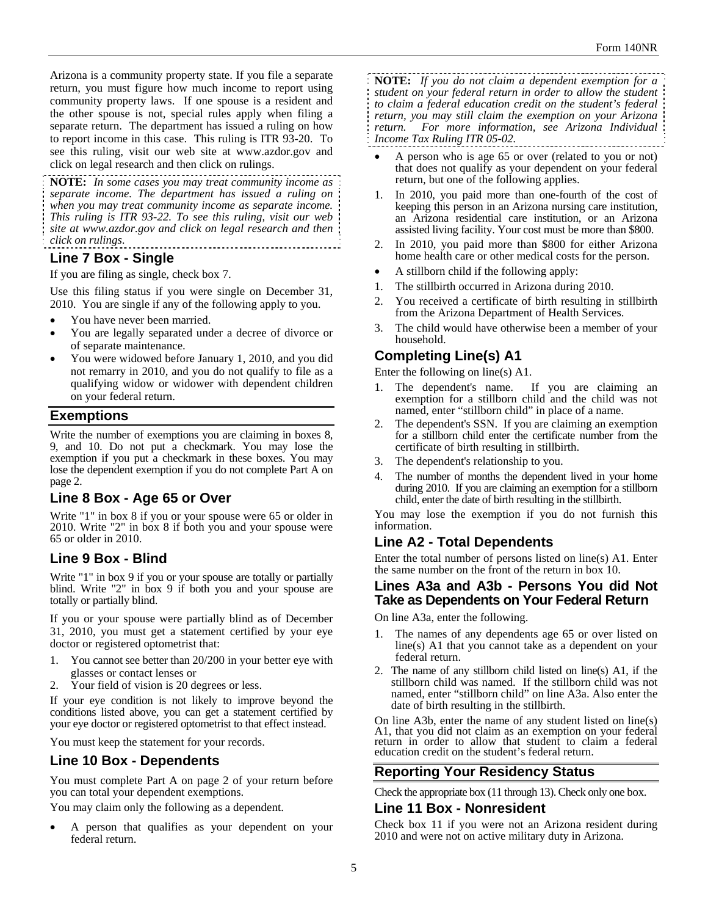Arizona is a community property state. If you file a separate return, you must figure how much income to report using community property laws. If one spouse is a resident and the other spouse is not, special rules apply when filing a separate return. The department has issued a ruling on how to report income in this case. This ruling is ITR 93-20. To see this ruling, visit our web site at www.azdor.gov and click on legal research and then click on rulings.

**NOTE:** *In some cases you may treat community income as separate income. The department has issued a ruling on when you may treat community income as separate income. This ruling is ITR 93-22. To see this ruling, visit our web site at www.azdor.gov and click on legal research and then click on rulings.*

### Line 7 Box - Single

If you are filing as single, check box 7.

Use this filing status if you were single on December 31, 2010. You are single if any of the following apply to you.

- You have never been married.
- You are legally separated under a decree of divorce or of separate maintenance.
- You were widowed before January 1, 2010, and you did not remarry in 2010, and you do not qualify to file as a qualifying widow or widower with dependent children on your federal return.

## Exemptions

Write the number of exemptions you are claiming in boxes 8, 9, and 10. Do not put a checkmark. You may lose the exemption if you put a checkmark in these boxes. You may lose the dependent exemption if you do not complete Part A on page 2.

### Line 8 Box - Age 65 or Over

Write "1" in box 8 if you or your spouse were 65 or older in 2010. Write "2" in box 8 if both you and your spouse were 65 or older in 2010.

### Line 9 Box - Blind

Write "1" in box 9 if you or your spouse are totally or partially blind. Write "2" in box 9 if both you and your spouse are totally or partially blind.

If you or your spouse were partially blind as of December 31, 2010, you must get a statement certified by your eye doctor or registered optometrist that:

1. You cannot see better than 20/200 in your better eye with glasses or contact lenses or
2. Your field of vision is 20 degrees or less.

If your eye condition is not likely to improve beyond the conditions listed above, you can get a statement certified by your eye doctor or registered optometrist to that effect instead.

You must keep the statement for your records.

### Line 10 Box - Dependents

You must complete Part A on page 2 of your return before you can total your dependent exemptions.

You may claim only the following as a dependent.

- A person that qualifies as your dependent on your federal return.

**NOTE:** *If you do not claim a dependent exemption for a student on your federal return in order to allow the student to claim a federal education credit on the student's federal return, you may still claim the exemption on your Arizona return. For more information, see Arizona Individual Income Tax Ruling ITR 05-02.*

- A person who is age 65 or over (related to you or not) that does not qualify as your dependent on your federal return, but one of the following applies.

1. In 2010, you paid more than one-fourth of the cost of keeping this person in an Arizona nursing care institution, an Arizona residential care institution, or an Arizona assisted living facility. Your cost must be more than $800.
2. In 2010, you paid more than $800 for either Arizona home health care or other medical costs for the person.

- A stillborn child if the following apply:

1. The stillbirth occurred in Arizona during 2010.
2. You received a certificate of birth resulting in stillbirth from the Arizona Department of Health Services.
3. The child would have otherwise been a member of your household.

### Completing Line(s) A1

Enter the following on line(s) A1.

1. The dependent's name. If you are claiming an exemption for a stillborn child and the child was not named, enter "stillborn child" in place of a name.
2. The dependent's SSN. If you are claiming an exemption for a stillborn child enter the certificate number from the certificate of birth resulting in stillbirth.
3. The dependent's relationship to you.
4. The number of months the dependent lived in your home during 2010. If you are claiming an exemption for a stillborn child, enter the date of birth resulting in the stillbirth.

You may lose the exemption if you do not furnish this information.

### Line A2 - Total Dependents

Enter the total number of persons listed on line(s) A1. Enter the same number on the front of the return in box 10.

### Lines A3a and A3b - Persons You did Not Take as Dependents on Your Federal Return

On line A3a, enter the following.

1. The names of any dependents age 65 or over listed on line(s) A1 that you cannot take as a dependent on your federal return.
2. The name of any stillborn child listed on line(s) A1, if the stillborn child was named. If the stillborn child was not named, enter "stillborn child" on line A3a. Also enter the date of birth resulting in the stillbirth.

On line A3b, enter the name of any student listed on line(s) A1, that you did not claim as an exemption on your federal return in order to allow that student to claim a federal education credit on the student's federal return.

## Reporting Your Residency Status

Check the appropriate box (11 through 13). Check only one box.

### Line 11 Box - Nonresident

Check box 11 if you were not an Arizona resident during 2010 and were not on active military duty in Arizona.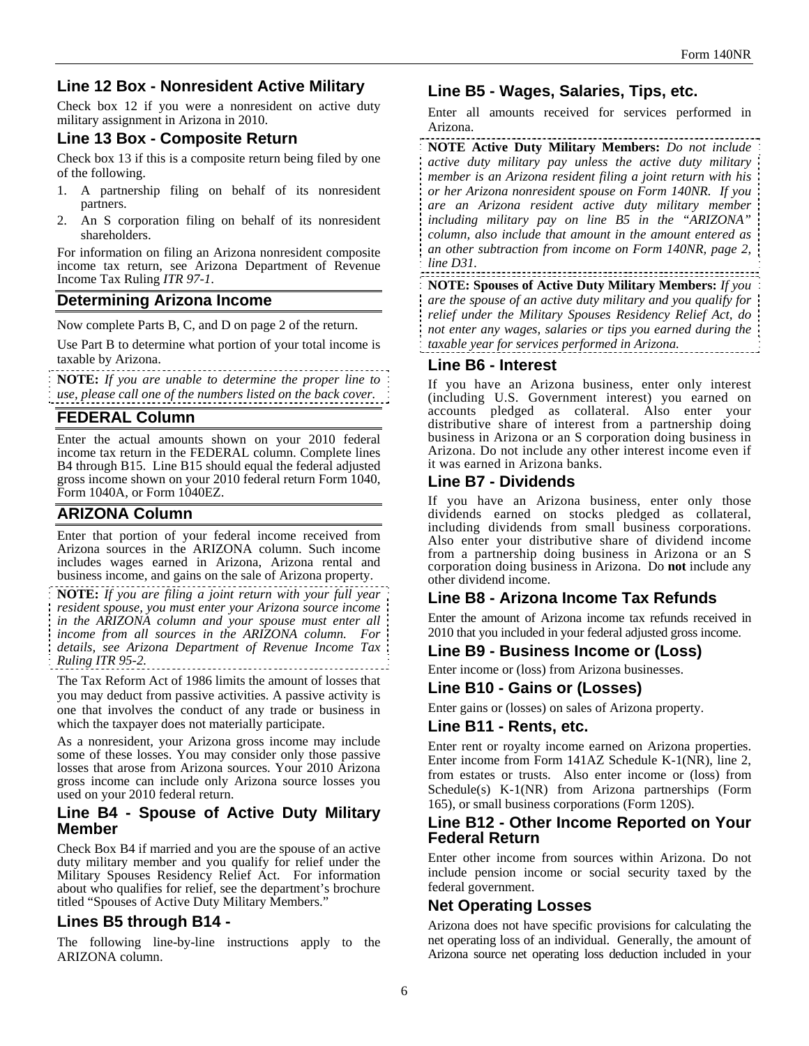## Line 12 Box - Nonresident Active Military

Check box 12 if you were a nonresident on active duty military assignment in Arizona in 2010.

## Line 13 Box - Composite Return

Check box 13 if this is a composite return being filed by one of the following.

1. A partnership filing on behalf of its nonresident partners.
2. An S corporation filing on behalf of its nonresident shareholders.

For information on filing an Arizona nonresident composite income tax return, see Arizona Department of Revenue Income Tax Ruling *ITR 97-1*.

## Determining Arizona Income

Now complete Parts B, C, and D on page 2 of the return.

Use Part B to determine what portion of your total income is taxable by Arizona.

**NOTE:** *If you are unable to determine the proper line to use, please call one of the numbers listed on the back cover.*

## FEDERAL Column

Enter the actual amounts shown on your 2010 federal income tax return in the FEDERAL column. Complete lines B4 through B15. Line B15 should equal the federal adjusted gross income shown on your 2010 federal return Form 1040, Form 1040A, or Form 1040EZ.

## ARIZONA Column

Enter that portion of your federal income received from Arizona sources in the ARIZONA column. Such income includes wages earned in Arizona, Arizona rental and business income, and gains on the sale of Arizona property.

**NOTE:** *If you are filing a joint return with your full year resident spouse, you must enter your Arizona source income in the ARIZONA column and your spouse must enter all income from all sources in the ARIZONA column. For details, see Arizona Department of Revenue Income Tax Ruling ITR 95-2.*

The Tax Reform Act of 1986 limits the amount of losses that you may deduct from passive activities. A passive activity is one that involves the conduct of any trade or business in which the taxpayer does not materially participate.

As a nonresident, your Arizona gross income may include some of these losses. You may consider only those passive losses that arose from Arizona sources. Your 2010 Arizona gross income can include only Arizona source losses you used on your 2010 federal return.

## Line B4 - Spouse of Active Duty Military Member

Check Box B4 if married and you are the spouse of an active duty military member and you qualify for relief under the Military Spouses Residency Relief Act. For information about who qualifies for relief, see the department's brochure titled "Spouses of Active Duty Military Members."

## Lines B5 through B14 -

The following line-by-line instructions apply to the ARIZONA column.

## Line B5 - Wages, Salaries, Tips, etc.

Enter all amounts received for services performed in Arizona.

**NOTE Active Duty Military Members:** *Do not include active duty military pay unless the active duty military member is an Arizona resident filing a joint return with his or her Arizona nonresident spouse on Form 140NR. If you are an Arizona resident active duty military member including military pay on line B5 in the "ARIZONA" column, also include that amount in the amount entered as an other subtraction from income on Form 140NR, page 2, line D31.*

**NOTE: Spouses of Active Duty Military Members:** *If you are the spouse of an active duty military and you qualify for relief under the Military Spouses Residency Relief Act, do not enter any wages, salaries or tips you earned during the taxable year for services performed in Arizona.*

## Line B6 - Interest

If you have an Arizona business, enter only interest (including U.S. Government interest) you earned on accounts pledged as collateral. Also enter your distributive share of interest from a partnership doing business in Arizona or an S corporation doing business in Arizona. Do not include any other interest income even if it was earned in Arizona banks.

## Line B7 - Dividends

If you have an Arizona business, enter only those dividends earned on stocks pledged as collateral, including dividends from small business corporations. Also enter your distributive share of dividend income from a partnership doing business in Arizona or an S corporation doing business in Arizona. Do **not** include any other dividend income.

## Line B8 - Arizona Income Tax Refunds

Enter the amount of Arizona income tax refunds received in 2010 that you included in your federal adjusted gross income.

## Line B9 - Business Income or (Loss)

Enter income or (loss) from Arizona businesses.

## Line B10 - Gains or (Losses)

Enter gains or (losses) on sales of Arizona property.

## Line B11 - Rents, etc.

Enter rent or royalty income earned on Arizona properties. Enter income from Form 141AZ Schedule K-1(NR), line 2, from estates or trusts. Also enter income or (loss) from Schedule(s) K-1(NR) from Arizona partnerships (Form 165), or small business corporations (Form 120S).

## Line B12 - Other Income Reported on Your Federal Return

Enter other income from sources within Arizona. Do not include pension income or social security taxed by the federal government.

## Net Operating Losses

Arizona does not have specific provisions for calculating the net operating loss of an individual. Generally, the amount of Arizona source net operating loss deduction included in your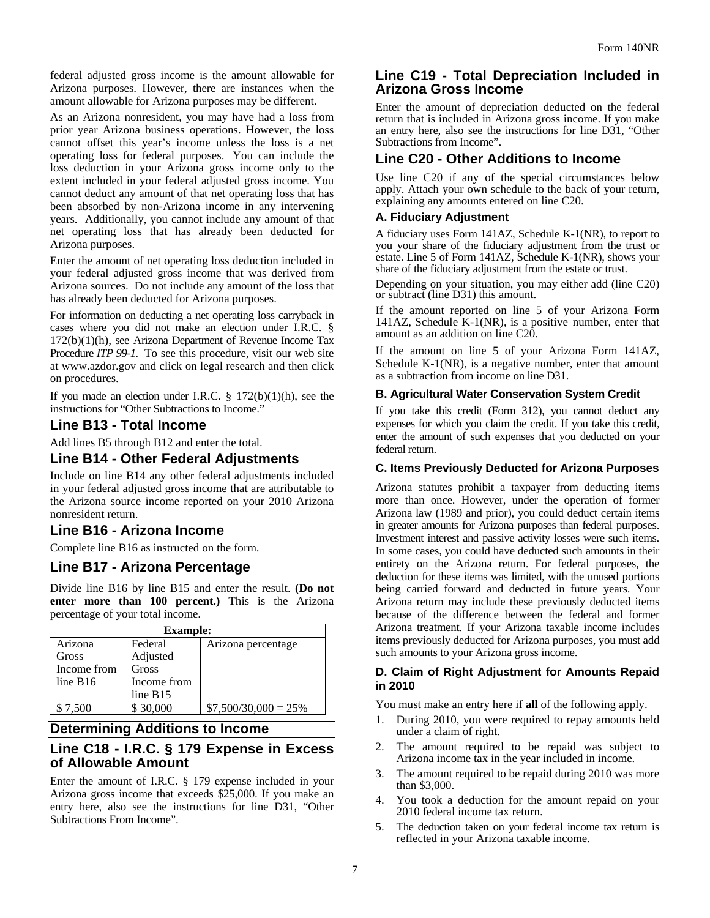federal adjusted gross income is the amount allowable for Arizona purposes. However, there are instances when the amount allowable for Arizona purposes may be different.

As an Arizona nonresident, you may have had a loss from prior year Arizona business operations. However, the loss cannot offset this year's income unless the loss is a net operating loss for federal purposes. You can include the loss deduction in your Arizona gross income only to the extent included in your federal adjusted gross income. You cannot deduct any amount of that net operating loss that has been absorbed by non-Arizona income in any intervening years. Additionally, you cannot include any amount of that net operating loss that has already been deducted for Arizona purposes.

Enter the amount of net operating loss deduction included in your federal adjusted gross income that was derived from Arizona sources. Do not include any amount of the loss that has already been deducted for Arizona purposes.

For information on deducting a net operating loss carryback in cases where you did not make an election under I.R.C. § 172(b)(1)(h), see Arizona Department of Revenue Income Tax Procedure *ITP 99-1.* To see this procedure, visit our web site at www.azdor.gov and click on legal research and then click on procedures.

If you made an election under I.R.C. § 172(b)(1)(h), see the instructions for "Other Subtractions to Income."

## Line B13 - Total Income

Add lines B5 through B12 and enter the total.

## Line B14 - Other Federal Adjustments

Include on line B14 any other federal adjustments included in your federal adjusted gross income that are attributable to the Arizona source income reported on your 2010 Arizona nonresident return.

## Line B16 - Arizona Income

Complete line B16 as instructed on the form.

## Line B17 - Arizona Percentage

Divide line B16 by line B15 and enter the result. **(Do not enter more than 100 percent.)** This is the Arizona percentage of your total income.

| **Example:** | | |
|---|---|---|
| Arizona Gross Income from line B16 | Federal Adjusted Gross Income from line B15 | Arizona percentage |
| \$ 7,500 | \$ 30,000 | \$7,500/30,000 = 25% |

## Determining Additions to Income

## Line C18 - I.R.C. § 179 Expense in Excess of Allowable Amount

Enter the amount of I.R.C. § 179 expense included in your Arizona gross income that exceeds \$25,000. If you make an entry here, also see the instructions for line D31, "Other Subtractions From Income".

## Line C19 - Total Depreciation Included in Arizona Gross Income

Enter the amount of depreciation deducted on the federal return that is included in Arizona gross income. If you make an entry here, also see the instructions for line D31, "Other Subtractions from Income".

## Line C20 - Other Additions to Income

Use line C20 if any of the special circumstances below apply. Attach your own schedule to the back of your return, explaining any amounts entered on line C20.

### A. Fiduciary Adjustment

A fiduciary uses Form 141AZ, Schedule K-1(NR), to report to you your share of the fiduciary adjustment from the trust or estate. Line 5 of Form 141AZ, Schedule K-1(NR), shows your share of the fiduciary adjustment from the estate or trust.

Depending on your situation, you may either add (line C20) or subtract (line D31) this amount.

If the amount reported on line 5 of your Arizona Form 141AZ, Schedule K-1(NR), is a positive number, enter that amount as an addition on line C20.

If the amount on line 5 of your Arizona Form 141AZ, Schedule K-1(NR), is a negative number, enter that amount as a subtraction from income on line D31.

### B. Agricultural Water Conservation System Credit

If you take this credit (Form 312), you cannot deduct any expenses for which you claim the credit. If you take this credit, enter the amount of such expenses that you deducted on your federal return.

### C. Items Previously Deducted for Arizona Purposes

Arizona statutes prohibit a taxpayer from deducting items more than once. However, under the operation of former Arizona law (1989 and prior), you could deduct certain items in greater amounts for Arizona purposes than federal purposes. Investment interest and passive activity losses were such items. In some cases, you could have deducted such amounts in their entirety on the Arizona return. For federal purposes, the deduction for these items was limited, with the unused portions being carried forward and deducted in future years. Your Arizona return may include these previously deducted items because of the difference between the federal and former Arizona treatment. If your Arizona taxable income includes items previously deducted for Arizona purposes, you must add such amounts to your Arizona gross income.

### D. Claim of Right Adjustment for Amounts Repaid in 2010

You must make an entry here if **all** of the following apply.

1. During 2010, you were required to repay amounts held under a claim of right.
2. The amount required to be repaid was subject to Arizona income tax in the year included in income.
3. The amount required to be repaid during 2010 was more than \$3,000.
4. You took a deduction for the amount repaid on your 2010 federal income tax return.
5. The deduction taken on your federal income tax return is reflected in your Arizona taxable income.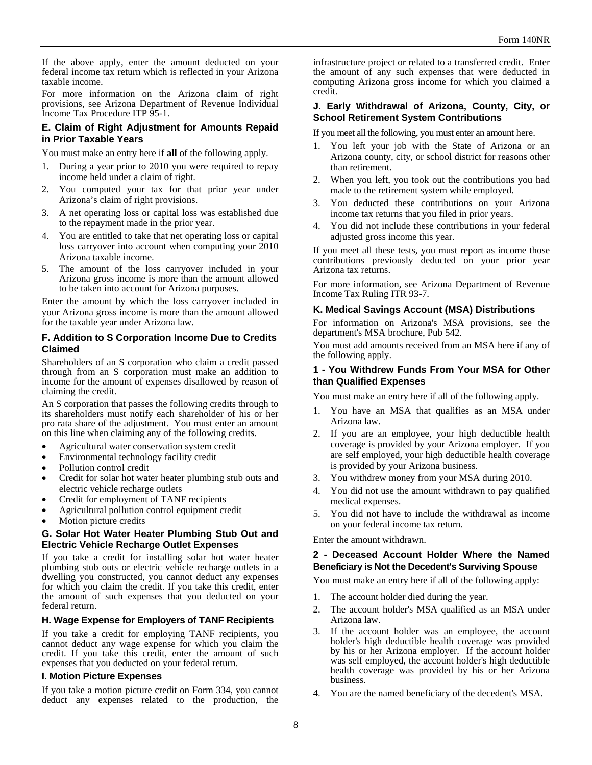If the above apply, enter the amount deducted on your federal income tax return which is reflected in your Arizona taxable income.

For more information on the Arizona claim of right provisions, see Arizona Department of Revenue Individual Income Tax Procedure ITP 95-1.

### E. Claim of Right Adjustment for Amounts Repaid in Prior Taxable Years

You must make an entry here if **all** of the following apply.

1. During a year prior to 2010 you were required to repay income held under a claim of right.
2. You computed your tax for that prior year under Arizona's claim of right provisions.
3. A net operating loss or capital loss was established due to the repayment made in the prior year.
4. You are entitled to take that net operating loss or capital loss carryover into account when computing your 2010 Arizona taxable income.
5. The amount of the loss carryover included in your Arizona gross income is more than the amount allowed to be taken into account for Arizona purposes.

Enter the amount by which the loss carryover included in your Arizona gross income is more than the amount allowed for the taxable year under Arizona law.

### F. Addition to S Corporation Income Due to Credits Claimed

Shareholders of an S corporation who claim a credit passed through from an S corporation must make an addition to income for the amount of expenses disallowed by reason of claiming the credit.

An S corporation that passes the following credits through to its shareholders must notify each shareholder of his or her pro rata share of the adjustment. You must enter an amount on this line when claiming any of the following credits.

- Agricultural water conservation system credit
- Environmental technology facility credit
- Pollution control credit
- Credit for solar hot water heater plumbing stub outs and electric vehicle recharge outlets
- Credit for employment of TANF recipients
- Agricultural pollution control equipment credit
- Motion picture credits

### G. Solar Hot Water Heater Plumbing Stub Out and Electric Vehicle Recharge Outlet Expenses

If you take a credit for installing solar hot water heater plumbing stub outs or electric vehicle recharge outlets in a dwelling you constructed, you cannot deduct any expenses for which you claim the credit. If you take this credit, enter the amount of such expenses that you deducted on your federal return.

### H. Wage Expense for Employers of TANF Recipients

If you take a credit for employing TANF recipients, you cannot deduct any wage expense for which you claim the credit. If you take this credit, enter the amount of such expenses that you deducted on your federal return.

### I. Motion Picture Expenses

If you take a motion picture credit on Form 334, you cannot deduct any expenses related to the production, the infrastructure project or related to a transferred credit. Enter the amount of any such expenses that were deducted in computing Arizona gross income for which you claimed a credit.

### J. Early Withdrawal of Arizona, County, City, or School Retirement System Contributions

If you meet all the following, you must enter an amount here.

1. You left your job with the State of Arizona or an Arizona county, city, or school district for reasons other than retirement.
2. When you left, you took out the contributions you had made to the retirement system while employed.
3. You deducted these contributions on your Arizona income tax returns that you filed in prior years.
4. You did not include these contributions in your federal adjusted gross income this year.

If you meet all these tests, you must report as income those contributions previously deducted on your prior year Arizona tax returns.

For more information, see Arizona Department of Revenue Income Tax Ruling ITR 93-7.

### K. Medical Savings Account (MSA) Distributions

For information on Arizona's MSA provisions, see the department's MSA brochure, Pub 542.

You must add amounts received from an MSA here if any of the following apply.

#### 1 - You Withdrew Funds From Your MSA for Other than Qualified Expenses

You must make an entry here if all of the following apply.

1. You have an MSA that qualifies as an MSA under Arizona law.
2. If you are an employee, your high deductible health coverage is provided by your Arizona employer. If you are self employed, your high deductible health coverage is provided by your Arizona business.
3. You withdrew money from your MSA during 2010.
4. You did not use the amount withdrawn to pay qualified medical expenses.
5. You did not have to include the withdrawal as income on your federal income tax return.

Enter the amount withdrawn.

#### 2 - Deceased Account Holder Where the Named Beneficiary is Not the Decedent's Surviving Spouse

You must make an entry here if all of the following apply:

1. The account holder died during the year.
2. The account holder's MSA qualified as an MSA under Arizona law.
3. If the account holder was an employee, the account holder's high deductible health coverage was provided by his or her Arizona employer. If the account holder was self employed, the account holder's high deductible health coverage was provided by his or her Arizona business.
4. You are the named beneficiary of the decedent's MSA.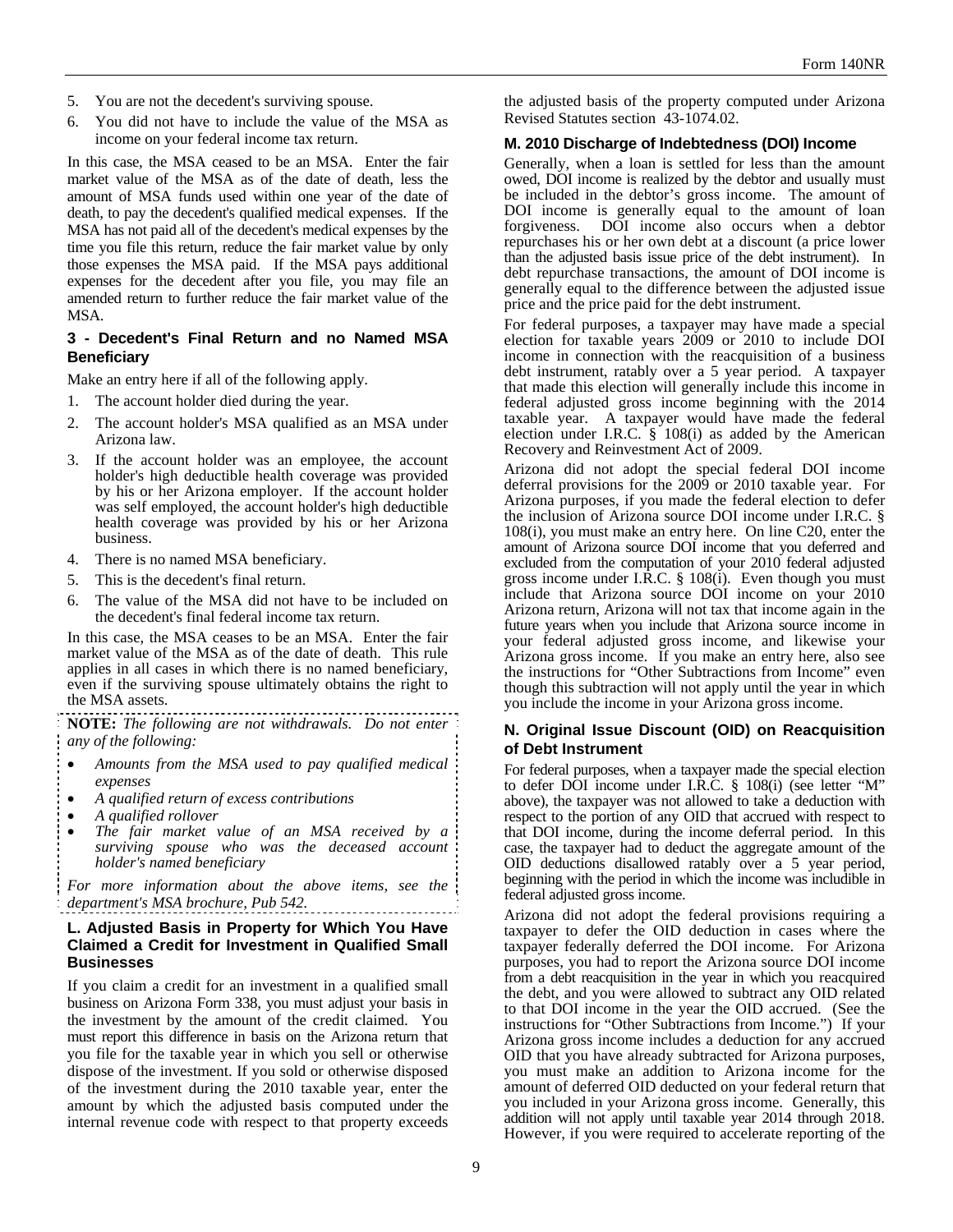5. You are not the decedent's surviving spouse.
6. You did not have to include the value of the MSA as income on your federal income tax return.

In this case, the MSA ceased to be an MSA. Enter the fair market value of the MSA as of the date of death, less the amount of MSA funds used within one year of the date of death, to pay the decedent's qualified medical expenses. If the MSA has not paid all of the decedent's medical expenses by the time you file this return, reduce the fair market value by only those expenses the MSA paid. If the MSA pays additional expenses for the decedent after you file, you may file an amended return to further reduce the fair market value of the MSA.

### 3 - Decedent's Final Return and no Named MSA Beneficiary

Make an entry here if all of the following apply.

1. The account holder died during the year.
2. The account holder's MSA qualified as an MSA under Arizona law.
3. If the account holder was an employee, the account holder's high deductible health coverage was provided by his or her Arizona employer. If the account holder was self employed, the account holder's high deductible health coverage was provided by his or her Arizona business.
4. There is no named MSA beneficiary.
5. This is the decedent's final return.
6. The value of the MSA did not have to be included on the decedent's final federal income tax return.

In this case, the MSA ceases to be an MSA. Enter the fair market value of the MSA as of the date of death. This rule applies in all cases in which there is no named beneficiary, even if the surviving spouse ultimately obtains the right to the MSA assets.

**NOTE:** *The following are not withdrawals. Do not enter any of the following:*

- *Amounts from the MSA used to pay qualified medical expenses*
- *A qualified return of excess contributions*
- *A qualified rollover*
- *The fair market value of an MSA received by a surviving spouse who was the deceased account holder's named beneficiary*

*For more information about the above items, see the department's MSA brochure, Pub 542.*

### L. Adjusted Basis in Property for Which You Have Claimed a Credit for Investment in Qualified Small Businesses

If you claim a credit for an investment in a qualified small business on Arizona Form 338, you must adjust your basis in the investment by the amount of the credit claimed. You must report this difference in basis on the Arizona return that you file for the taxable year in which you sell or otherwise dispose of the investment. If you sold or otherwise disposed of the investment during the 2010 taxable year, enter the amount by which the adjusted basis computed under the internal revenue code with respect to that property exceeds the adjusted basis of the property computed under Arizona Revised Statutes section 43-1074.02.

### M. 2010 Discharge of Indebtedness (DOI) Income

Generally, when a loan is settled for less than the amount owed, DOI income is realized by the debtor and usually must be included in the debtor's gross income. The amount of DOI income is generally equal to the amount of loan forgiveness. DOI income also occurs when a debtor repurchases his or her own debt at a discount (a price lower than the adjusted basis issue price of the debt instrument). In debt repurchase transactions, the amount of DOI income is generally equal to the difference between the adjusted issue price and the price paid for the debt instrument.

For federal purposes, a taxpayer may have made a special election for taxable years 2009 or 2010 to include DOI income in connection with the reacquisition of a business debt instrument, ratably over a 5 year period. A taxpayer that made this election will generally include this income in federal adjusted gross income beginning with the 2014 taxable year. A taxpayer would have made the federal election under I.R.C. § 108(i) as added by the American Recovery and Reinvestment Act of 2009.

Arizona did not adopt the special federal DOI income deferral provisions for the 2009 or 2010 taxable year. For Arizona purposes, if you made the federal election to defer the inclusion of Arizona source DOI income under I.R.C. § 108(i), you must make an entry here. On line C20, enter the amount of Arizona source DOI income that you deferred and excluded from the computation of your 2010 federal adjusted gross income under I.R.C. § 108(i). Even though you must include that Arizona source DOI income on your 2010 Arizona return, Arizona will not tax that income again in the future years when you include that Arizona source income in your federal adjusted gross income, and likewise your Arizona gross income. If you make an entry here, also see the instructions for "Other Subtractions from Income" even though this subtraction will not apply until the year in which you include the income in your Arizona gross income.

### N. Original Issue Discount (OID) on Reacquisition of Debt Instrument

For federal purposes, when a taxpayer made the special election to defer DOI income under I.R.C. § 108(i) (see letter "M" above), the taxpayer was not allowed to take a deduction with respect to the portion of any OID that accrued with respect to that DOI income, during the income deferral period. In this case, the taxpayer had to deduct the aggregate amount of the OID deductions disallowed ratably over a 5 year period, beginning with the period in which the income was includible in federal adjusted gross income.

Arizona did not adopt the federal provisions requiring a taxpayer to defer the OID deduction in cases where the taxpayer federally deferred the DOI income. For Arizona purposes, you had to report the Arizona source DOI income from a debt reacquisition in the year in which you reacquired the debt, and you were allowed to subtract any OID related to that DOI income in the year the OID accrued. (See the instructions for "Other Subtractions from Income.") If your Arizona gross income includes a deduction for any accrued OID that you have already subtracted for Arizona purposes, you must make an addition to Arizona income for the amount of deferred OID deducted on your federal return that you included in your Arizona gross income. Generally, this addition will not apply until taxable year 2014 through 2018. However, if you were required to accelerate reporting of the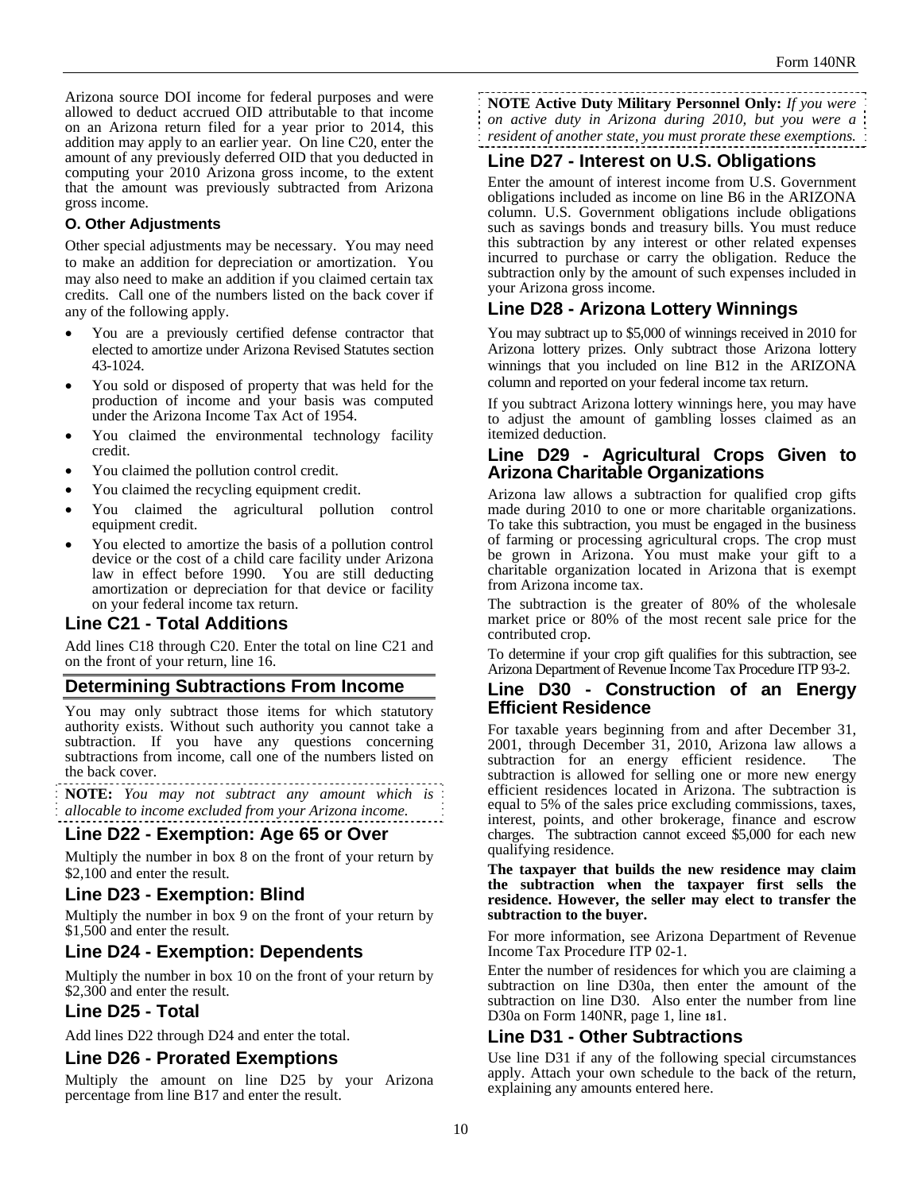Arizona source DOI income for federal purposes and were allowed to deduct accrued OID attributable to that income on an Arizona return filed for a year prior to 2014, this addition may apply to an earlier year. On line C20, enter the amount of any previously deferred OID that you deducted in computing your 2010 Arizona gross income, to the extent that the amount was previously subtracted from Arizona gross income.

#### O. Other Adjustments

Other special adjustments may be necessary. You may need to make an addition for depreciation or amortization. You may also need to make an addition if you claimed certain tax credits. Call one of the numbers listed on the back cover if any of the following apply.

- You are a previously certified defense contractor that elected to amortize under Arizona Revised Statutes section 43-1024.
- You sold or disposed of property that was held for the production of income and your basis was computed under the Arizona Income Tax Act of 1954.
- You claimed the environmental technology facility credit.
- You claimed the pollution control credit.
- You claimed the recycling equipment credit.
- You claimed the agricultural pollution control equipment credit.
- You elected to amortize the basis of a pollution control device or the cost of a child care facility under Arizona law in effect before 1990. You are still deducting amortization or depreciation for that device or facility on your federal income tax return.

### Line C21 - Total Additions

Add lines C18 through C20. Enter the total on line C21 and on the front of your return, line 16.

## Determining Subtractions From Income

You may only subtract those items for which statutory authority exists. Without such authority you cannot take a subtraction. If you have any questions concerning subtractions from income, call one of the numbers listed on the back cover.

**NOTE:** *You may not subtract any amount which is allocable to income excluded from your Arizona income.*

### Line D22 - Exemption: Age 65 or Over

Multiply the number in box 8 on the front of your return by $2,100 and enter the result.

### Line D23 - Exemption: Blind

Multiply the number in box 9 on the front of your return by $1,500 and enter the result.

### Line D24 - Exemption: Dependents

Multiply the number in box 10 on the front of your return by $2,300 and enter the result.

### Line D25 - Total

Add lines D22 through D24 and enter the total.

### Line D26 - Prorated Exemptions

Multiply the amount on line D25 by your Arizona percentage from line B17 and enter the result.

**NOTE Active Duty Military Personnel Only:** *If you were on active duty in Arizona during 2010, but you were a resident of another state, you must prorate these exemptions.*

### Line D27 - Interest on U.S. Obligations

Enter the amount of interest income from U.S. Government obligations included as income on line B6 in the ARIZONA column. U.S. Government obligations include obligations such as savings bonds and treasury bills. You must reduce this subtraction by any interest or other related expenses incurred to purchase or carry the obligation. Reduce the subtraction only by the amount of such expenses included in your Arizona gross income.

### Line D28 - Arizona Lottery Winnings

You may subtract up to $5,000 of winnings received in 2010 for Arizona lottery prizes. Only subtract those Arizona lottery winnings that you included on line B12 in the ARIZONA column and reported on your federal income tax return.

If you subtract Arizona lottery winnings here, you may have to adjust the amount of gambling losses claimed as an itemized deduction.

### Line D29 - Agricultural Crops Given to Arizona Charitable Organizations

Arizona law allows a subtraction for qualified crop gifts made during 2010 to one or more charitable organizations. To take this subtraction, you must be engaged in the business of farming or processing agricultural crops. The crop must be grown in Arizona. You must make your gift to a charitable organization located in Arizona that is exempt from Arizona income tax.

The subtraction is the greater of 80% of the wholesale market price or 80% of the most recent sale price for the contributed crop.

To determine if your crop gift qualifies for this subtraction, see Arizona Department of Revenue Income Tax Procedure ITP 93-2.

### Line D30 - Construction of an Energy Efficient Residence

For taxable years beginning from and after December 31, 2001, through December 31, 2010, Arizona law allows a subtraction for an energy efficient residence. The subtraction is allowed for selling one or more new energy efficient residences located in Arizona. The subtraction is equal to 5% of the sales price excluding commissions, taxes, interest, points, and other brokerage, finance and escrow charges. The subtraction cannot exceed $5,000 for each new qualifying residence.

**The taxpayer that builds the new residence may claim the subtraction when the taxpayer first sells the residence. However, the seller may elect to transfer the subtraction to the buyer.**

For more information, see Arizona Department of Revenue Income Tax Procedure ITP 02-1.

Enter the number of residences for which you are claiming a subtraction on line D30a, then enter the amount of the subtraction on line D30. Also enter the number from line D30a on Form 140NR, page 1, line 181.

### Line D31 - Other Subtractions

Use line D31 if any of the following special circumstances apply. Attach your own schedule to the back of the return, explaining any amounts entered here.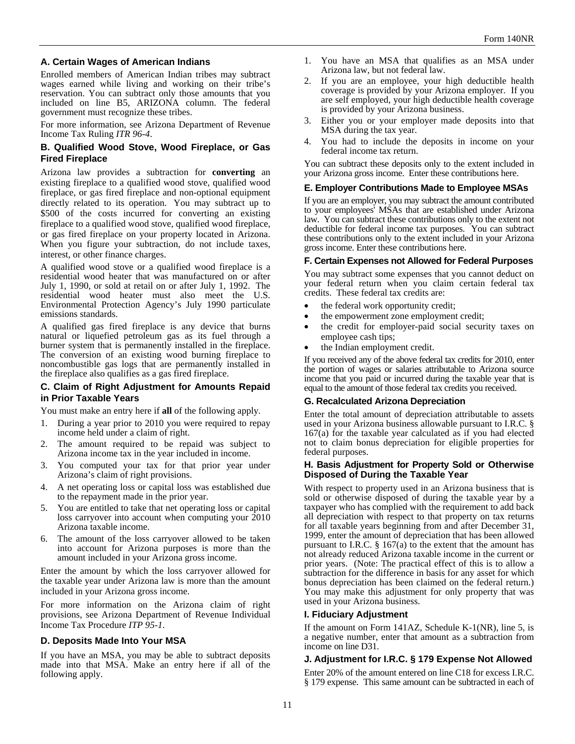### A. Certain Wages of American Indians

Enrolled members of American Indian tribes may subtract wages earned while living and working on their tribe's reservation. You can subtract only those amounts that you included on line B5, ARIZONA column. The federal government must recognize these tribes.

For more information, see Arizona Department of Revenue Income Tax Ruling *ITR 96-4*.

### B. Qualified Wood Stove, Wood Fireplace, or Gas Fired Fireplace

Arizona law provides a subtraction for **converting** an existing fireplace to a qualified wood stove, qualified wood fireplace, or gas fired fireplace and non-optional equipment directly related to its operation. You may subtract up to $500 of the costs incurred for converting an existing fireplace to a qualified wood stove, qualified wood fireplace, or gas fired fireplace on your property located in Arizona. When you figure your subtraction, do not include taxes, interest, or other finance charges.

A qualified wood stove or a qualified wood fireplace is a residential wood heater that was manufactured on or after July 1, 1990, or sold at retail on or after July 1, 1992. The residential wood heater must also meet the U.S. Environmental Protection Agency's July 1990 particulate emissions standards.

A qualified gas fired fireplace is any device that burns natural or liquefied petroleum gas as its fuel through a burner system that is permanently installed in the fireplace. The conversion of an existing wood burning fireplace to noncombustible gas logs that are permanently installed in the fireplace also qualifies as a gas fired fireplace.

### C. Claim of Right Adjustment for Amounts Repaid in Prior Taxable Years

You must make an entry here if **all** of the following apply.

1. During a year prior to 2010 you were required to repay income held under a claim of right.
2. The amount required to be repaid was subject to Arizona income tax in the year included in income.
3. You computed your tax for that prior year under Arizona's claim of right provisions.
4. A net operating loss or capital loss was established due to the repayment made in the prior year.
5. You are entitled to take that net operating loss or capital loss carryover into account when computing your 2010 Arizona taxable income.
6. The amount of the loss carryover allowed to be taken into account for Arizona purposes is more than the amount included in your Arizona gross income.

Enter the amount by which the loss carryover allowed for the taxable year under Arizona law is more than the amount included in your Arizona gross income.

For more information on the Arizona claim of right provisions, see Arizona Department of Revenue Individual Income Tax Procedure *ITP 95-1*.

### D. Deposits Made Into Your MSA

If you have an MSA, you may be able to subtract deposits made into that MSA. Make an entry here if all of the following apply.

1. You have an MSA that qualifies as an MSA under Arizona law, but not federal law.
2. If you are an employee, your high deductible health coverage is provided by your Arizona employer. If you are self employed, your high deductible health coverage is provided by your Arizona business.
3. Either you or your employer made deposits into that MSA during the tax year.
4. You had to include the deposits in income on your federal income tax return.

You can subtract these deposits only to the extent included in your Arizona gross income. Enter these contributions here.

### E. Employer Contributions Made to Employee MSAs

If you are an employer, you may subtract the amount contributed to your employees' MSAs that are established under Arizona law. You can subtract these contributions only to the extent not deductible for federal income tax purposes. You can subtract these contributions only to the extent included in your Arizona gross income. Enter these contributions here.

### F. Certain Expenses not Allowed for Federal Purposes

You may subtract some expenses that you cannot deduct on your federal return when you claim certain federal tax credits. These federal tax credits are:

- the federal work opportunity credit;
- the empowerment zone employment credit;
- the credit for employer-paid social security taxes on employee cash tips;
- the Indian employment credit.

If you received any of the above federal tax credits for 2010, enter the portion of wages or salaries attributable to Arizona source income that you paid or incurred during the taxable year that is equal to the amount of those federal tax credits you received.

### G. Recalculated Arizona Depreciation

Enter the total amount of depreciation attributable to assets used in your Arizona business allowable pursuant to I.R.C. § 167(a) for the taxable year calculated as if you had elected not to claim bonus depreciation for eligible properties for federal purposes.

### H. Basis Adjustment for Property Sold or Otherwise Disposed of During the Taxable Year

With respect to property used in an Arizona business that is sold or otherwise disposed of during the taxable year by a taxpayer who has complied with the requirement to add back all depreciation with respect to that property on tax returns for all taxable years beginning from and after December 31, 1999, enter the amount of depreciation that has been allowed pursuant to I.R.C. § 167(a) to the extent that the amount has not already reduced Arizona taxable income in the current or prior years. (Note: The practical effect of this is to allow a subtraction for the difference in basis for any asset for which bonus depreciation has been claimed on the federal return.) You may make this adjustment for only property that was used in your Arizona business.

### I. Fiduciary Adjustment

If the amount on Form 141AZ, Schedule K-1(NR), line 5, is a negative number, enter that amount as a subtraction from income on line D31.

### J. Adjustment for I.R.C. § 179 Expense Not Allowed

Enter 20% of the amount entered on line C18 for excess I.R.C. § 179 expense. This same amount can be subtracted in each of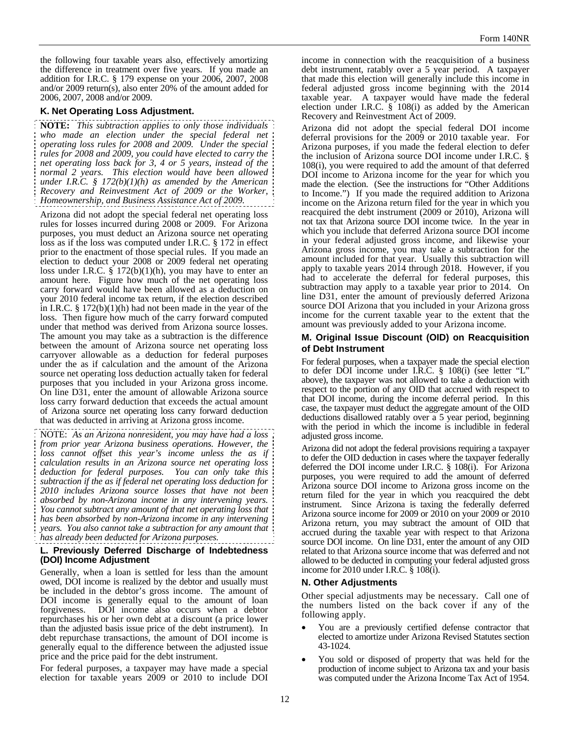the following four taxable years also, effectively amortizing the difference in treatment over five years. If you made an addition for I.R.C. § 179 expense on your 2006, 2007, 2008 and/or 2009 return(s), also enter 20% of the amount added for 2006, 2007, 2008 and/or 2009.

### K. Net Operating Loss Adjustment.

**NOTE:** *This subtraction applies to only those individuals who made an election under the special federal net operating loss rules for 2008 and 2009. Under the special rules for 2008 and 2009, you could have elected to carry the net operating loss back for 3, 4 or 5 years, instead of the normal 2 years. This election would have been allowed under I.R.C. § 172(b)(1)(h) as amended by the American Recovery and Reinvestment Act of 2009 or the Worker, Homeownership, and Business Assistance Act of 2009.*

Arizona did not adopt the special federal net operating loss rules for losses incurred during 2008 or 2009. For Arizona purposes, you must deduct an Arizona source net operating loss as if the loss was computed under I.R.C. § 172 in effect prior to the enactment of those special rules. If you made an election to deduct your 2008 or 2009 federal net operating loss under I.R.C. § 172(b)(1)(h), you may have to enter an amount here. Figure how much of the net operating loss carry forward would have been allowed as a deduction on your 2010 federal income tax return, if the election described in I.R.C. § 172(b)(1)(h) had not been made in the year of the loss. Then figure how much of the carry forward computed under that method was derived from Arizona source losses. The amount you may take as a subtraction is the difference between the amount of Arizona source net operating loss carryover allowable as a deduction for federal purposes under the as if calculation and the amount of the Arizona source net operating loss deduction actually taken for federal purposes that you included in your Arizona gross income. On line D31, enter the amount of allowable Arizona source loss carry forward deduction that exceeds the actual amount of Arizona source net operating loss carry forward deduction that was deducted in arriving at Arizona gross income.

NOTE: *As an Arizona nonresident, you may have had a loss from prior year Arizona business operations. However, the loss cannot offset this year's income unless the as if calculation results in an Arizona source net operating loss deduction for federal purposes. You can only take this subtraction if the as if federal net operating loss deduction for 2010 includes Arizona source losses that have not been absorbed by non-Arizona income in any intervening years. You cannot subtract any amount of that net operating loss that has been absorbed by non-Arizona income in any intervening years. You also cannot take a subtraction for any amount that has already been deducted for Arizona purposes.*

### L. Previously Deferred Discharge of Indebtedness (DOI) Income Adjustment

Generally, when a loan is settled for less than the amount owed, DOI income is realized by the debtor and usually must be included in the debtor's gross income. The amount of DOI income is generally equal to the amount of loan forgiveness. DOI income also occurs when a debtor repurchases his or her own debt at a discount (a price lower than the adjusted basis issue price of the debt instrument). In debt repurchase transactions, the amount of DOI income is generally equal to the difference between the adjusted issue price and the price paid for the debt instrument.

For federal purposes, a taxpayer may have made a special election for taxable years 2009 or 2010 to include DOI income in connection with the reacquisition of a business debt instrument, ratably over a 5 year period. A taxpayer that made this election will generally include this income in federal adjusted gross income beginning with the 2014 taxable year. A taxpayer would have made the federal election under I.R.C. § 108(i) as added by the American Recovery and Reinvestment Act of 2009.

Arizona did not adopt the special federal DOI income deferral provisions for the 2009 or 2010 taxable year. For Arizona purposes, if you made the federal election to defer the inclusion of Arizona source DOI income under I.R.C. § 108(i), you were required to add the amount of that deferred DOI income to Arizona income for the year for which you made the election. (See the instructions for "Other Additions to Income.") If you made the required addition to Arizona income on the Arizona return filed for the year in which you reacquired the debt instrument (2009 or 2010), Arizona will not tax that Arizona source DOI income twice. In the year in which you include that deferred Arizona source DOI income in your federal adjusted gross income, and likewise your Arizona gross income, you may take a subtraction for the amount included for that year. Usually this subtraction will apply to taxable years 2014 through 2018. However, if you had to accelerate the deferral for federal purposes, this subtraction may apply to a taxable year prior to 2014. On line D31, enter the amount of previously deferred Arizona source DOI Arizona that you included in your Arizona gross income for the current taxable year to the extent that the amount was previously added to your Arizona income.

### M. Original Issue Discount (OID) on Reacquisition of Debt Instrument

For federal purposes, when a taxpayer made the special election to defer DOI income under I.R.C. § 108(i) (see letter "L" above), the taxpayer was not allowed to take a deduction with respect to the portion of any OID that accrued with respect to that DOI income, during the income deferral period. In this case, the taxpayer must deduct the aggregate amount of the OID deductions disallowed ratably over a 5 year period, beginning with the period in which the income is includible in federal adjusted gross income.

Arizona did not adopt the federal provisions requiring a taxpayer to defer the OID deduction in cases where the taxpayer federally deferred the DOI income under I.R.C. § 108(i). For Arizona purposes, you were required to add the amount of deferred Arizona source DOI income to Arizona gross income on the return filed for the year in which you reacquired the debt instrument. Since Arizona is taxing the federally deferred Arizona source income for 2009 or 2010 on your 2009 or 2010 Arizona return, you may subtract the amount of OID that accrued during the taxable year with respect to that Arizona source DOI income. On line D31, enter the amount of any OID related to that Arizona source income that was deferred and not allowed to be deducted in computing your federal adjusted gross income for 2010 under I.R.C. § 108(i).

### N. Other Adjustments

Other special adjustments may be necessary. Call one of the numbers listed on the back cover if any of the following apply.

- You are a previously certified defense contractor that elected to amortize under Arizona Revised Statutes section 43-1024.
- You sold or disposed of property that was held for the production of income subject to Arizona tax and your basis was computed under the Arizona Income Tax Act of 1954.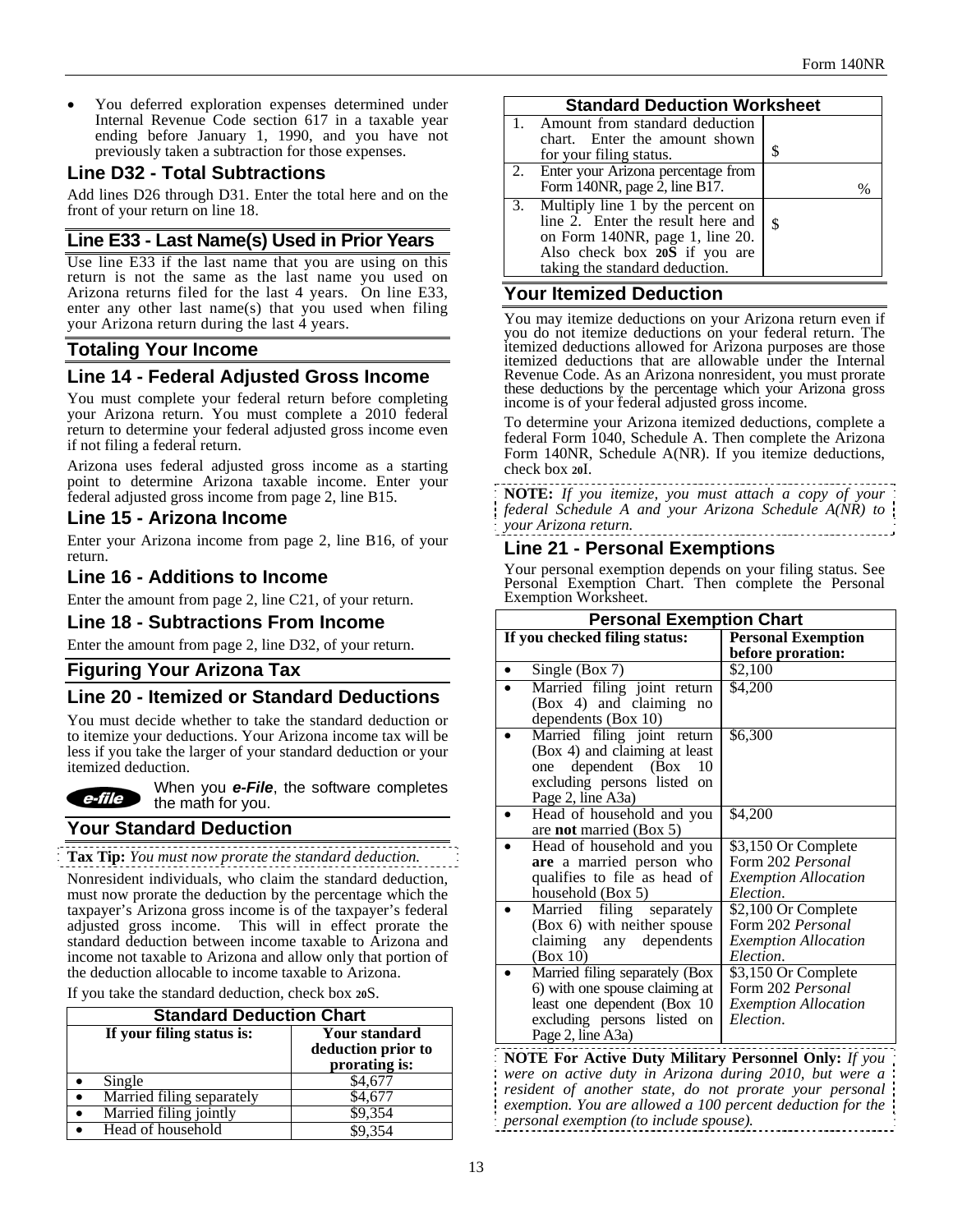- You deferred exploration expenses determined under Internal Revenue Code section 617 in a taxable year ending before January 1, 1990, and you have not previously taken a subtraction for those expenses.

## Line D32 - Total Subtractions

Add lines D26 through D31. Enter the total here and on the front of your return on line 18.

## Line E33 - Last Name(s) Used in Prior Years

Use line E33 if the last name that you are using on this return is not the same as the last name you used on Arizona returns filed for the last 4 years. On line E33, enter any other last name(s) that you used when filing your Arizona return during the last 4 years.

## Totaling Your Income

## Line 14 - Federal Adjusted Gross Income

You must complete your federal return before completing your Arizona return. You must complete a 2010 federal return to determine your federal adjusted gross income even if not filing a federal return.

Arizona uses federal adjusted gross income as a starting point to determine Arizona taxable income. Enter your federal adjusted gross income from page 2, line B15.

## Line 15 - Arizona Income

Enter your Arizona income from page 2, line B16, of your return.

## Line 16 - Additions to Income

Enter the amount from page 2, line C21, of your return.

## Line 18 - Subtractions From Income

Enter the amount from page 2, line D32, of your return.

## Figuring Your Arizona Tax

## Line 20 - Itemized or Standard Deductions

You must decide whether to take the standard deduction or to itemize your deductions. Your Arizona income tax will be less if you take the larger of your standard deduction or your itemized deduction.

e-file: When you ***e-File***, the software completes the math for you.

## Your Standard Deduction

**Tax Tip:** *You must now prorate the standard deduction.*

Nonresident individuals, who claim the standard deduction, must now prorate the deduction by the percentage which the taxpayer's Arizona gross income is of the taxpayer's federal adjusted gross income. This will in effect prorate the standard deduction between income taxable to Arizona and income not taxable to Arizona and allow only that portion of the deduction allocable to income taxable to Arizona.

If you take the standard deduction, check box 20S.

**Standard Deduction Chart**

| If your filing status is: | Your standard deduction prior to prorating is: |
|---|---|
| • Single | $4,677 |
| • Married filing separately | $4,677 |
| • Married filing jointly | $9,354 |
| • Head of household | $9,354 |

**Standard Deduction Worksheet**

| | | |
|---|---|---|
| 1. | Amount from standard deduction chart. Enter the amount shown for your filing status. | $ |
| 2. | Enter your Arizona percentage from Form 140NR, page 2, line B17. | % |
| 3. | Multiply line 1 by the percent on line 2. Enter the result here and on Form 140NR, page 1, line 20. Also check box **20S** if you are taking the standard deduction. | $ |

## Your Itemized Deduction

You may itemize deductions on your Arizona return even if you do not itemize deductions on your federal return. The itemized deductions allowed for Arizona purposes are those itemized deductions that are allowable under the Internal Revenue Code. As an Arizona nonresident, you must prorate these deductions by the percentage which your Arizona gross income is of your federal adjusted gross income.

To determine your Arizona itemized deductions, complete a federal Form 1040, Schedule A. Then complete the Arizona Form 140NR, Schedule A(NR). If you itemize deductions, check box 20I.

**NOTE:** *If you itemize, you must attach a copy of your federal Schedule A and your Arizona Schedule A(NR) to your Arizona return.*

## Line 21 - Personal Exemptions

Your personal exemption depends on your filing status. See Personal Exemption Chart. Then complete the Personal Exemption Worksheet.

**Personal Exemption Chart**

| If you checked filing status: | Personal Exemption before proration: |
|---|---|
| • Single (Box 7) | $2,100 |
| • Married filing joint return (Box 4) and claiming no dependents (Box 10) | $4,200 |
| • Married filing joint return (Box 4) and claiming at least one dependent (Box 10 excluding persons listed on Page 2, line A3a) | $6,300 |
| • Head of household and you are **not** married (Box 5) | $4,200 |
| • Head of household and you **are** a married person who qualifies to file as head of household (Box 5) | $3,150 Or Complete Form 202 *Personal Exemption Allocation Election*. |
| • Married filing separately (Box 6) with neither spouse claiming any dependents (Box 10) | $2,100 Or Complete Form 202 *Personal Exemption Allocation Election*. |
| • Married filing separately (Box 6) with one spouse claiming at least one dependent (Box 10 excluding persons listed on Page 2, line A3a) | $3,150 Or Complete Form 202 *Personal Exemption Allocation Election*. |

**NOTE For Active Duty Military Personnel Only:** *If you were on active duty in Arizona during 2010, but were a resident of another state, do not prorate your personal exemption. You are allowed a 100 percent deduction for the personal exemption (to include spouse).*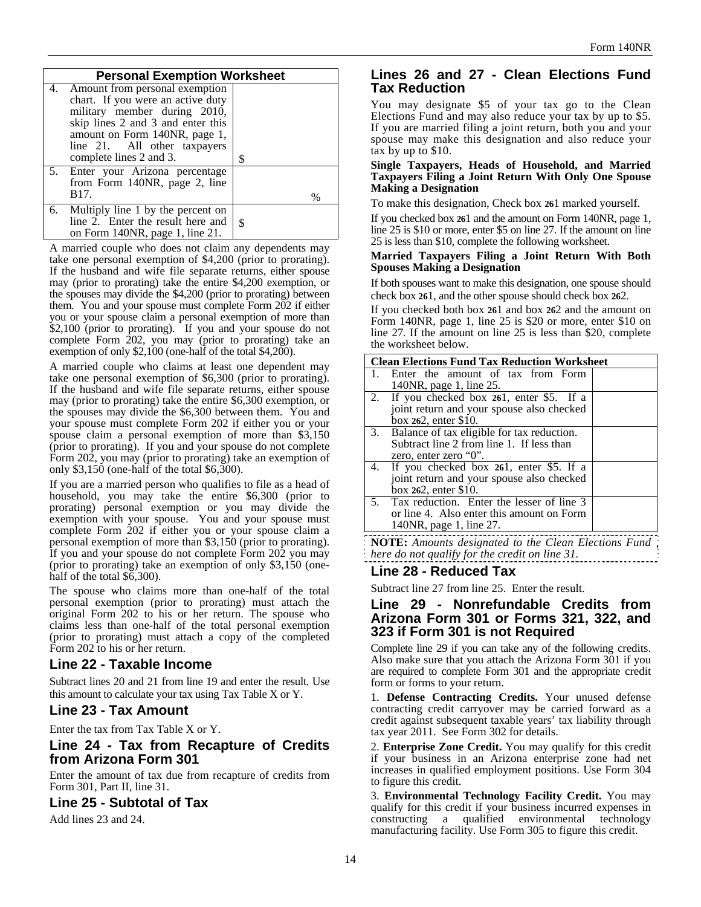| Personal Exemption Worksheet | |
|---|---|
| 4. Amount from personal exemption chart. If you were an active duty military member during 2010, skip lines 2 and 3 and enter this amount on Form 140NR, page 1, line 21. All other taxpayers complete lines 2 and 3. | $ |
| 5. Enter your Arizona percentage from Form 140NR, page 2, line B17. | % |
| 6. Multiply line 1 by the percent on line 2. Enter the result here and on Form 140NR, page 1, line 21. | $ |

A married couple who does not claim any dependents may take one personal exemption of $4,200 (prior to prorating). If the husband and wife file separate returns, either spouse may (prior to prorating) take the entire $4,200 exemption, or the spouses may divide the $4,200 (prior to prorating) between them. You and your spouse must complete Form 202 if either you or your spouse claim a personal exemption of more than $2,100 (prior to prorating). If you and your spouse do not complete Form 202, you may (prior to prorating) take an exemption of only $2,100 (one-half of the total $4,200).

A married couple who claims at least one dependent may take one personal exemption of $6,300 (prior to prorating). If the husband and wife file separate returns, either spouse may (prior to prorating) take the entire $6,300 exemption, or the spouses may divide the $6,300 between them. You and your spouse must complete Form 202 if either you or your spouse claim a personal exemption of more than $3,150 (prior to prorating). If you and your spouse do not complete Form 202, you may (prior to prorating) take an exemption of only $3,150 (one-half of the total $6,300).

If you are a married person who qualifies to file as a head of household, you may take the entire $6,300 (prior to prorating) personal exemption or you may divide the exemption with your spouse. You and your spouse must complete Form 202 if either you or your spouse claim a personal exemption of more than $3,150 (prior to prorating). If you and your spouse do not complete Form 202 you may (prior to prorating) take an exemption of only $3,150 (one-half of the total $6,300).

The spouse who claims more than one-half of the total personal exemption (prior to prorating) must attach the original Form 202 to his or her return. The spouse who claims less than one-half of the total personal exemption (prior to prorating) must attach a copy of the completed Form 202 to his or her return.

## Line 22 - Taxable Income

Subtract lines 20 and 21 from line 19 and enter the result. Use this amount to calculate your tax using Tax Table X or Y.

## Line 23 - Tax Amount

Enter the tax from Tax Table X or Y.

## Line 24 - Tax from Recapture of Credits from Arizona Form 301

Enter the amount of tax due from recapture of credits from Form 301, Part II, line 31.

## Line 25 - Subtotal of Tax

Add lines 23 and 24.

## Lines 26 and 27 - Clean Elections Fund Tax Reduction

You may designate $5 of your tax go to the Clean Elections Fund and may also reduce your tax by up to $5. If you are married filing a joint return, both you and your spouse may make this designation and also reduce your tax by up to $10.

**Single Taxpayers, Heads of Household, and Married Taxpayers Filing a Joint Return With Only One Spouse Making a Designation**

To make this designation, Check box **26**1 marked yourself.

If you checked box **26**1 and the amount on Form 140NR, page 1, line 25 is $10 or more, enter $5 on line 27. If the amount on line 25 is less than $10, complete the following worksheet.

**Married Taxpayers Filing a Joint Return With Both Spouses Making a Designation**

If both spouses want to make this designation, one spouse should check box **26**1, and the other spouse should check box **26**2.

If you checked both box **26**1 and box **26**2 and the amount on Form 140NR, page 1, line 25 is $20 or more, enter $10 on line 27. If the amount on line 25 is less than $20, complete the worksheet below.

| Clean Elections Fund Tax Reduction Worksheet | |
|---|---|
| 1. Enter the amount of tax from Form 140NR, page 1, line 25. | |
| 2. If you checked box **26**1, enter $5. If a joint return and your spouse also checked box **26**2, enter $10. | |
| 3. Balance of tax eligible for tax reduction. Subtract line 2 from line 1. If less than zero, enter zero "0". | |
| 4. If you checked box **26**1, enter $5. If a joint return and your spouse also checked box **26**2, enter $10. | |
| 5. Tax reduction. Enter the lesser of line 3 or line 4. Also enter this amount on Form 140NR, page 1, line 27. | |

**NOTE:** *Amounts designated to the Clean Elections Fund here do not qualify for the credit on line 31.*

## Line 28 - Reduced Tax

Subtract line 27 from line 25. Enter the result.

## Line 29 - Nonrefundable Credits from Arizona Form 301 or Forms 321, 322, and 323 if Form 301 is not Required

Complete line 29 if you can take any of the following credits. Also make sure that you attach the Arizona Form 301 if you are required to complete Form 301 and the appropriate credit form or forms to your return.

1. **Defense Contracting Credits.** Your unused defense contracting credit carryover may be carried forward as a credit against subsequent taxable years' tax liability through tax year 2011. See Form 302 for details.

2. **Enterprise Zone Credit.** You may qualify for this credit if your business in an Arizona enterprise zone had net increases in qualified employment positions. Use Form 304 to figure this credit.

3. **Environmental Technology Facility Credit.** You may qualify for this credit if your business incurred expenses in constructing a qualified environmental technology manufacturing facility. Use Form 305 to figure this credit.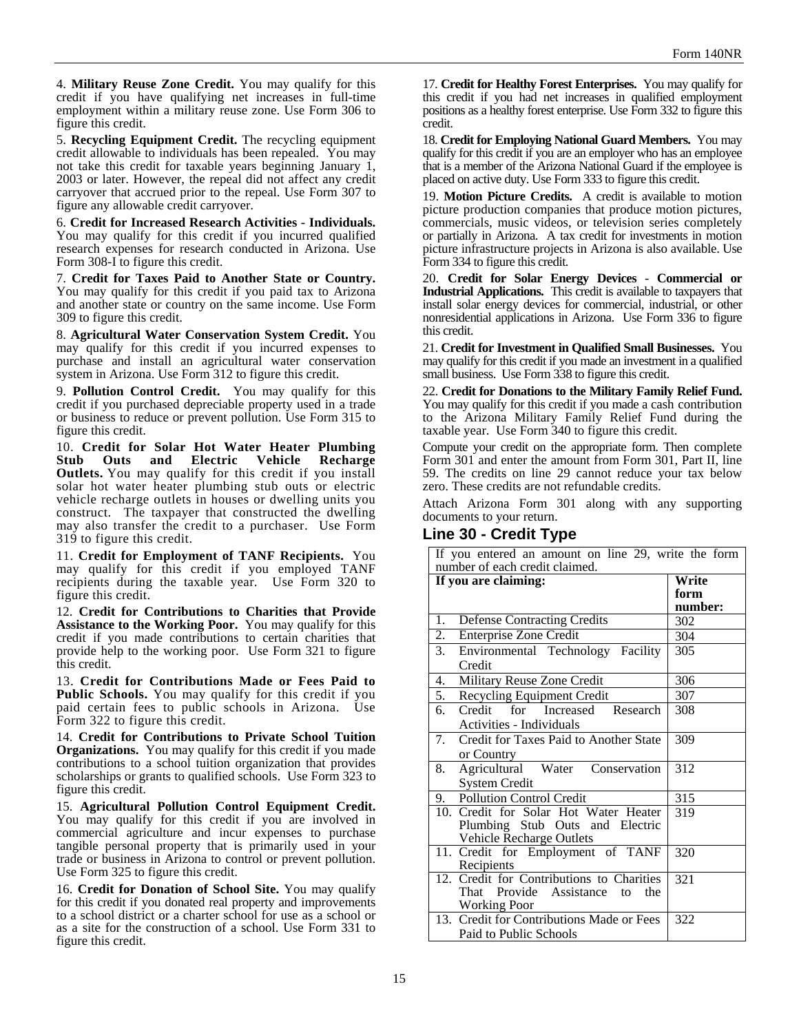4. **Military Reuse Zone Credit.** You may qualify for this credit if you have qualifying net increases in full-time employment within a military reuse zone. Use Form 306 to figure this credit.

5. **Recycling Equipment Credit.** The recycling equipment credit allowable to individuals has been repealed. You may not take this credit for taxable years beginning January 1, 2003 or later. However, the repeal did not affect any credit carryover that accrued prior to the repeal. Use Form 307 to figure any allowable credit carryover.

6. **Credit for Increased Research Activities - Individuals.** You may qualify for this credit if you incurred qualified research expenses for research conducted in Arizona. Use Form 308-I to figure this credit.

7. **Credit for Taxes Paid to Another State or Country.** You may qualify for this credit if you paid tax to Arizona and another state or country on the same income. Use Form 309 to figure this credit.

8. **Agricultural Water Conservation System Credit.** You may qualify for this credit if you incurred expenses to purchase and install an agricultural water conservation system in Arizona. Use Form 312 to figure this credit.

9. **Pollution Control Credit.** You may qualify for this credit if you purchased depreciable property used in a trade or business to reduce or prevent pollution. Use Form 315 to figure this credit.

10. **Credit for Solar Hot Water Heater Plumbing Stub Outs and Electric Vehicle Recharge Outlets.** You may qualify for this credit if you install solar hot water heater plumbing stub outs or electric vehicle recharge outlets in houses or dwelling units you construct. The taxpayer that constructed the dwelling may also transfer the credit to a purchaser. Use Form 319 to figure this credit.

11. **Credit for Employment of TANF Recipients.** You may qualify for this credit if you employed TANF recipients during the taxable year. Use Form 320 to figure this credit.

12. **Credit for Contributions to Charities that Provide Assistance to the Working Poor.** You may qualify for this credit if you made contributions to certain charities that provide help to the working poor. Use Form 321 to figure this credit.

13. **Credit for Contributions Made or Fees Paid to Public Schools.** You may qualify for this credit if you paid certain fees to public schools in Arizona. Use Form 322 to figure this credit.

14. **Credit for Contributions to Private School Tuition Organizations.** You may qualify for this credit if you made contributions to a school tuition organization that provides scholarships or grants to qualified schools. Use Form 323 to figure this credit.

15. **Agricultural Pollution Control Equipment Credit.** You may qualify for this credit if you are involved in commercial agriculture and incur expenses to purchase tangible personal property that is primarily used in your trade or business in Arizona to control or prevent pollution. Use Form 325 to figure this credit.

16. **Credit for Donation of School Site.** You may qualify for this credit if you donated real property and improvements to a school district or a charter school for use as a school or as a site for the construction of a school. Use Form 331 to figure this credit.

17. **Credit for Healthy Forest Enterprises.** You may qualify for this credit if you had net increases in qualified employment positions as a healthy forest enterprise. Use Form 332 to figure this credit.

18. **Credit for Employing National Guard Members.** You may qualify for this credit if you are an employer who has an employee that is a member of the Arizona National Guard if the employee is placed on active duty. Use Form 333 to figure this credit.

19. **Motion Picture Credits.** A credit is available to motion picture production companies that produce motion pictures, commercials, music videos, or television series completely or partially in Arizona. A tax credit for investments in motion picture infrastructure projects in Arizona is also available. Use Form 334 to figure this credit.

20. **Credit for Solar Energy Devices - Commercial or Industrial Applications.** This credit is available to taxpayers that install solar energy devices for commercial, industrial, or other nonresidential applications in Arizona. Use Form 336 to figure this credit.

21. **Credit for Investment in Qualified Small Businesses.** You may qualify for this credit if you made an investment in a qualified small business. Use Form 338 to figure this credit.

22. **Credit for Donations to the Military Family Relief Fund.** You may qualify for this credit if you made a cash contribution to the Arizona Military Family Relief Fund during the taxable year. Use Form 340 to figure this credit.

Compute your credit on the appropriate form. Then complete Form 301 and enter the amount from Form 301, Part II, line 59. The credits on line 29 cannot reduce your tax below zero. These credits are not refundable credits.

Attach Arizona Form 301 along with any supporting documents to your return.

## Line 30 - Credit Type

If you entered an amount on line 29, write the form number of each credit claimed.

| If you are claiming: | Write form number: |
|---|---|
| 1. Defense Contracting Credits | 302 |
| 2. Enterprise Zone Credit | 304 |
| 3. Environmental Technology Facility Credit | 305 |
| 4. Military Reuse Zone Credit | 306 |
| 5. Recycling Equipment Credit | 307 |
| 6. Credit for Increased Research Activities - Individuals | 308 |
| 7. Credit for Taxes Paid to Another State or Country | 309 |
| 8. Agricultural Water Conservation System Credit | 312 |
| 9. Pollution Control Credit | 315 |
| 10. Credit for Solar Hot Water Heater Plumbing Stub Outs and Electric Vehicle Recharge Outlets | 319 |
| 11. Credit for Employment of TANF Recipients | 320 |
| 12. Credit for Contributions to Charities That Provide Assistance to the Working Poor | 321 |
| 13. Credit for Contributions Made or Fees Paid to Public Schools | 322 |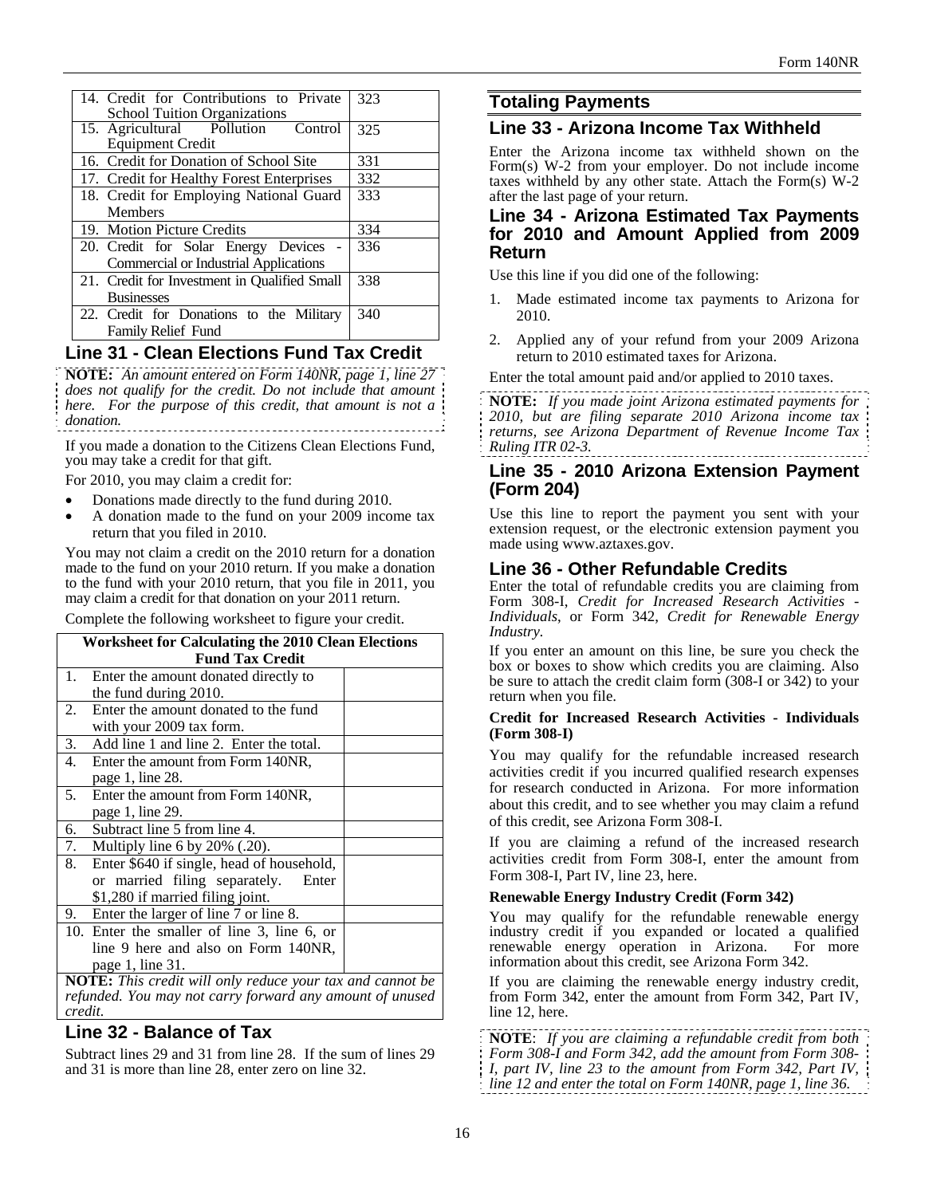| | |
|---|---|
| 14. Credit for Contributions to Private School Tuition Organizations | 323 |
| 15. Agricultural Pollution Control Equipment Credit | 325 |
| 16. Credit for Donation of School Site | 331 |
| 17. Credit for Healthy Forest Enterprises | 332 |
| 18. Credit for Employing National Guard Members | 333 |
| 19. Motion Picture Credits | 334 |
| 20. Credit for Solar Energy Devices - Commercial or Industrial Applications | 336 |
| 21. Credit for Investment in Qualified Small Businesses | 338 |
| 22. Credit for Donations to the Military Family Relief Fund | 340 |

## Line 31 - Clean Elections Fund Tax Credit

**NOTE:** *An amount entered on Form 140NR, page 1, line 27 does not qualify for the credit. Do not include that amount here. For the purpose of this credit, that amount is not a donation.*

If you made a donation to the Citizens Clean Elections Fund, you may take a credit for that gift.

For 2010, you may claim a credit for:

- Donations made directly to the fund during 2010.
- A donation made to the fund on your 2009 income tax return that you filed in 2010.

You may not claim a credit on the 2010 return for a donation made to the fund on your 2010 return. If you make a donation to the fund with your 2010 return, that you file in 2011, you may claim a credit for that donation on your 2011 return.

Complete the following worksheet to figure your credit.

| Worksheet for Calculating the 2010 Clean Elections Fund Tax Credit | |
|---|---|
| 1. Enter the amount donated directly to the fund during 2010. | |
| 2. Enter the amount donated to the fund with your 2009 tax form. | |
| 3. Add line 1 and line 2. Enter the total. | |
| 4. Enter the amount from Form 140NR, page 1, line 28. | |
| 5. Enter the amount from Form 140NR, page 1, line 29. | |
| 6. Subtract line 5 from line 4. | |
| 7. Multiply line 6 by 20% (.20). | |
| 8. Enter $640 if single, head of household, or married filing separately. Enter $1,280 if married filing joint. | |
| 9. Enter the larger of line 7 or line 8. | |
| 10. Enter the smaller of line 3, line 6, or line 9 here and also on Form 140NR, page 1, line 31. | |
| **NOTE:** *This credit will only reduce your tax and cannot be refunded. You may not carry forward any amount of unused credit.* | |

## Line 32 - Balance of Tax

Subtract lines 29 and 31 from line 28. If the sum of lines 29 and 31 is more than line 28, enter zero on line 32.

# Totaling Payments

## Line 33 - Arizona Income Tax Withheld

Enter the Arizona income tax withheld shown on the Form(s) W-2 from your employer. Do not include income taxes withheld by any other state. Attach the Form(s) W-2 after the last page of your return.

## Line 34 - Arizona Estimated Tax Payments for 2010 and Amount Applied from 2009 Return

Use this line if you did one of the following:

1. Made estimated income tax payments to Arizona for 2010.
2. Applied any of your refund from your 2009 Arizona return to 2010 estimated taxes for Arizona.

Enter the total amount paid and/or applied to 2010 taxes.

**NOTE:** *If you made joint Arizona estimated payments for 2010, but are filing separate 2010 Arizona income tax returns, see Arizona Department of Revenue Income Tax Ruling ITR 02-3.*

## Line 35 - 2010 Arizona Extension Payment (Form 204)

Use this line to report the payment you sent with your extension request, or the electronic extension payment you made using www.aztaxes.gov.

## Line 36 - Other Refundable Credits

Enter the total of refundable credits you are claiming from Form 308-I, *Credit for Increased Research Activities - Individuals*, or Form 342, *Credit for Renewable Energy Industry.*

If you enter an amount on this line, be sure you check the box or boxes to show which credits you are claiming. Also be sure to attach the credit claim form (308-I or 342) to your return when you file.

**Credit for Increased Research Activities - Individuals (Form 308-I)**

You may qualify for the refundable increased research activities credit if you incurred qualified research expenses for research conducted in Arizona. For more information about this credit, and to see whether you may claim a refund of this credit, see Arizona Form 308-I.

If you are claiming a refund of the increased research activities credit from Form 308-I, enter the amount from Form 308-I, Part IV, line 23, here.

**Renewable Energy Industry Credit (Form 342)**

You may qualify for the refundable renewable energy industry credit if you expanded or located a qualified renewable energy operation in Arizona. For more information about this credit, see Arizona Form 342.

If you are claiming the renewable energy industry credit, from Form 342, enter the amount from Form 342, Part IV, line 12, here.

**NOTE**: *If you are claiming a refundable credit from both Form 308-I and Form 342, add the amount from Form 308-I, part IV, line 23 to the amount from Form 342, Part IV, line 12 and enter the total on Form 140NR, page 1, line 36.*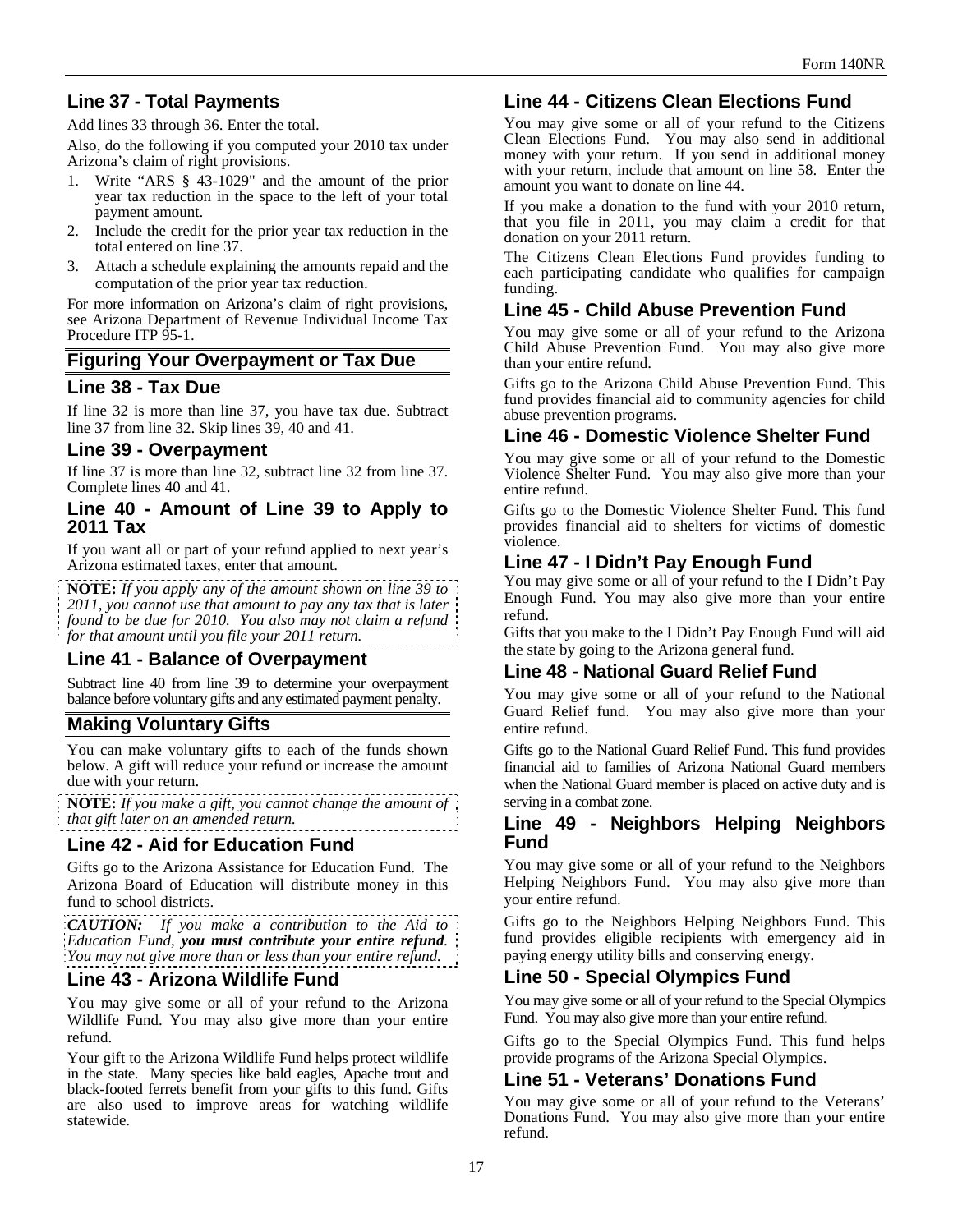## Line 37 - Total Payments

Add lines 33 through 36. Enter the total.

Also, do the following if you computed your 2010 tax under Arizona's claim of right provisions.

1. Write "ARS § 43-1029" and the amount of the prior year tax reduction in the space to the left of your total payment amount.
2. Include the credit for the prior year tax reduction in the total entered on line 37.
3. Attach a schedule explaining the amounts repaid and the computation of the prior year tax reduction.

For more information on Arizona's claim of right provisions, see Arizona Department of Revenue Individual Income Tax Procedure ITP 95-1.

## Figuring Your Overpayment or Tax Due

## Line 38 - Tax Due

If line 32 is more than line 37, you have tax due. Subtract line 37 from line 32. Skip lines 39, 40 and 41.

## Line 39 - Overpayment

If line 37 is more than line 32, subtract line 32 from line 37. Complete lines 40 and 41.

## Line 40 - Amount of Line 39 to Apply to 2011 Tax

If you want all or part of your refund applied to next year's Arizona estimated taxes, enter that amount.

**NOTE:** *If you apply any of the amount shown on line 39 to 2011, you cannot use that amount to pay any tax that is later found to be due for 2010. You also may not claim a refund for that amount until you file your 2011 return.*

## Line 41 - Balance of Overpayment

Subtract line 40 from line 39 to determine your overpayment balance before voluntary gifts and any estimated payment penalty.

## Making Voluntary Gifts

You can make voluntary gifts to each of the funds shown below. A gift will reduce your refund or increase the amount due with your return.

**NOTE:** *If you make a gift, you cannot change the amount of that gift later on an amended return.*

## Line 42 - Aid for Education Fund

Gifts go to the Arizona Assistance for Education Fund. The Arizona Board of Education will distribute money in this fund to school districts.

***CAUTION:*** *If you make a contribution to the Aid to Education Fund, **you must contribute your entire refund**. You may not give more than or less than your entire refund.*

## Line 43 - Arizona Wildlife Fund

You may give some or all of your refund to the Arizona Wildlife Fund. You may also give more than your entire refund.

Your gift to the Arizona Wildlife Fund helps protect wildlife in the state. Many species like bald eagles, Apache trout and black-footed ferrets benefit from your gifts to this fund. Gifts are also used to improve areas for watching wildlife statewide.

## Line 44 - Citizens Clean Elections Fund

You may give some or all of your refund to the Citizens Clean Elections Fund. You may also send in additional money with your return. If you send in additional money with your return, include that amount on line 58. Enter the amount you want to donate on line 44.

If you make a donation to the fund with your 2010 return, that you file in 2011, you may claim a credit for that donation on your 2011 return.

The Citizens Clean Elections Fund provides funding to each participating candidate who qualifies for campaign funding.

## Line 45 - Child Abuse Prevention Fund

You may give some or all of your refund to the Arizona Child Abuse Prevention Fund. You may also give more than your entire refund.

Gifts go to the Arizona Child Abuse Prevention Fund. This fund provides financial aid to community agencies for child abuse prevention programs.

## Line 46 - Domestic Violence Shelter Fund

You may give some or all of your refund to the Domestic Violence Shelter Fund. You may also give more than your entire refund.

Gifts go to the Domestic Violence Shelter Fund. This fund provides financial aid to shelters for victims of domestic violence.

## Line 47 - I Didn't Pay Enough Fund

You may give some or all of your refund to the I Didn't Pay Enough Fund. You may also give more than your entire refund.

Gifts that you make to the I Didn't Pay Enough Fund will aid the state by going to the Arizona general fund.

## Line 48 - National Guard Relief Fund

You may give some or all of your refund to the National Guard Relief fund. You may also give more than your entire refund.

Gifts go to the National Guard Relief Fund. This fund provides financial aid to families of Arizona National Guard members when the National Guard member is placed on active duty and is serving in a combat zone.

## Line 49 - Neighbors Helping Neighbors Fund

You may give some or all of your refund to the Neighbors Helping Neighbors Fund. You may also give more than your entire refund.

Gifts go to the Neighbors Helping Neighbors Fund. This fund provides eligible recipients with emergency aid in paying energy utility bills and conserving energy.

## Line 50 - Special Olympics Fund

You may give some or all of your refund to the Special Olympics Fund. You may also give more than your entire refund.

Gifts go to the Special Olympics Fund. This fund helps provide programs of the Arizona Special Olympics.

## Line 51 - Veterans' Donations Fund

You may give some or all of your refund to the Veterans' Donations Fund. You may also give more than your entire refund.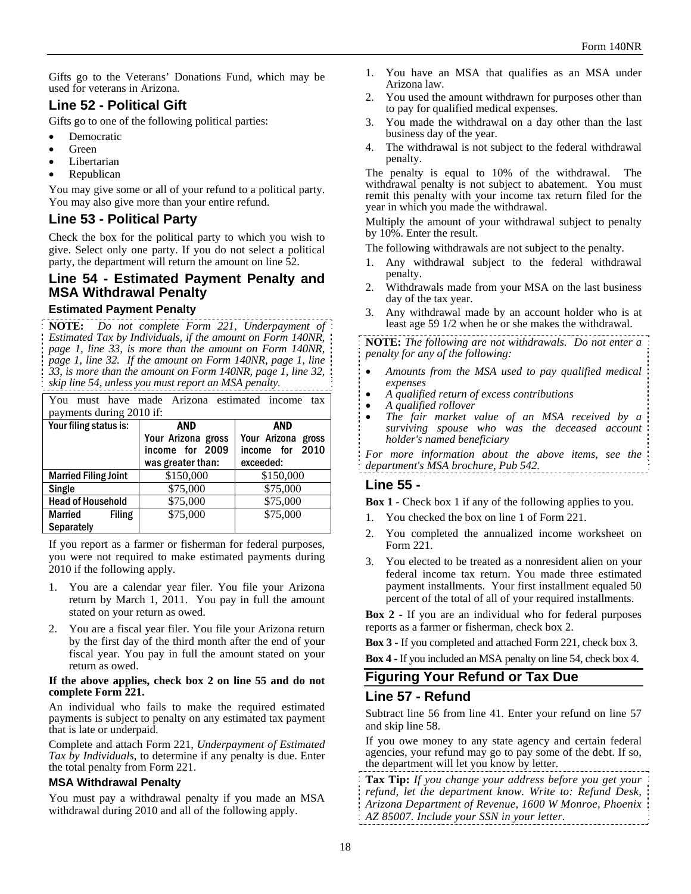Gifts go to the Veterans' Donations Fund, which may be used for veterans in Arizona.

## Line 52 - Political Gift

Gifts go to one of the following political parties:

- Democratic
- Green
- Libertarian
- Republican

You may give some or all of your refund to a political party. You may also give more than your entire refund.

## Line 53 - Political Party

Check the box for the political party to which you wish to give. Select only one party. If you do not select a political party, the department will return the amount on line 52.

## Line 54 - Estimated Payment Penalty and MSA Withdrawal Penalty

### Estimated Payment Penalty

**NOTE:** *Do not complete Form 221, Underpayment of Estimated Tax by Individuals, if the amount on Form 140NR, page 1, line 33, is more than the amount on Form 140NR, page 1, line 32. If the amount on Form 140NR, page 1, line 33, is more than the amount on Form 140NR, page 1, line 32, skip line 54, unless you must report an MSA penalty.*

You must have made Arizona estimated income tax payments during 2010 if:

| Your filing status is: | AND Your Arizona gross income for 2009 was greater than: | AND Your Arizona gross income for 2010 exceeded: |
|---|---|---|
| Married Filing Joint | $150,000 | $150,000 |
| Single | $75,000 | $75,000 |
| Head of Household | $75,000 | $75,000 |
| Married Filing Separately | $75,000 | $75,000 |

If you report as a farmer or fisherman for federal purposes, you were not required to make estimated payments during 2010 if the following apply.

1. You are a calendar year filer. You file your Arizona return by March 1, 2011. You pay in full the amount stated on your return as owed.
2. You are a fiscal year filer. You file your Arizona return by the first day of the third month after the end of your fiscal year. You pay in full the amount stated on your return as owed.

**If the above applies, check box 2 on line 55 and do not complete Form 221.**

An individual who fails to make the required estimated payments is subject to penalty on any estimated tax payment that is late or underpaid.

Complete and attach Form 221, *Underpayment of Estimated Tax by Individuals*, to determine if any penalty is due. Enter the total penalty from Form 221.

### MSA Withdrawal Penalty

You must pay a withdrawal penalty if you made an MSA withdrawal during 2010 and all of the following apply.

1. You have an MSA that qualifies as an MSA under Arizona law.
2. You used the amount withdrawn for purposes other than to pay for qualified medical expenses.
3. You made the withdrawal on a day other than the last business day of the year.
4. The withdrawal is not subject to the federal withdrawal penalty.

The penalty is equal to 10% of the withdrawal. The withdrawal penalty is not subject to abatement. You must remit this penalty with your income tax return filed for the year in which you made the withdrawal.

Multiply the amount of your withdrawal subject to penalty by 10%. Enter the result.

The following withdrawals are not subject to the penalty.

1. Any withdrawal subject to the federal withdrawal penalty.
2. Withdrawals made from your MSA on the last business day of the tax year.
3. Any withdrawal made by an account holder who is at least age 59 1/2 when he or she makes the withdrawal.

**NOTE:** *The following are not withdrawals. Do not enter a penalty for any of the following:*

- *Amounts from the MSA used to pay qualified medical expenses*
- *A qualified return of excess contributions*
- *A qualified rollover*
- *The fair market value of an MSA received by a surviving spouse who was the deceased account holder's named beneficiary*

*For more information about the above items, see the department's MSA brochure, Pub 542.*

## Line 55 -

**Box 1** - Check box 1 if any of the following applies to you.

1. You checked the box on line 1 of Form 221.
2. You completed the annualized income worksheet on Form 221.
3. You elected to be treated as a nonresident alien on your federal income tax return. You made three estimated payment installments. Your first installment equaled 50 percent of the total of all of your required installments.

**Box 2** - If you are an individual who for federal purposes reports as a farmer or fisherman, check box 2.

**Box 3** - If you completed and attached Form 221, check box 3.

**Box 4** - If you included an MSA penalty on line 54, check box 4.

# Figuring Your Refund or Tax Due

## Line 57 - Refund

Subtract line 56 from line 41. Enter your refund on line 57 and skip line 58.

If you owe money to any state agency and certain federal agencies, your refund may go to pay some of the debt. If so, the department will let you know by letter.

**Tax Tip:** *If you change your address before you get your refund, let the department know. Write to: Refund Desk, Arizona Department of Revenue, 1600 W Monroe, Phoenix AZ 85007. Include your SSN in your letter.*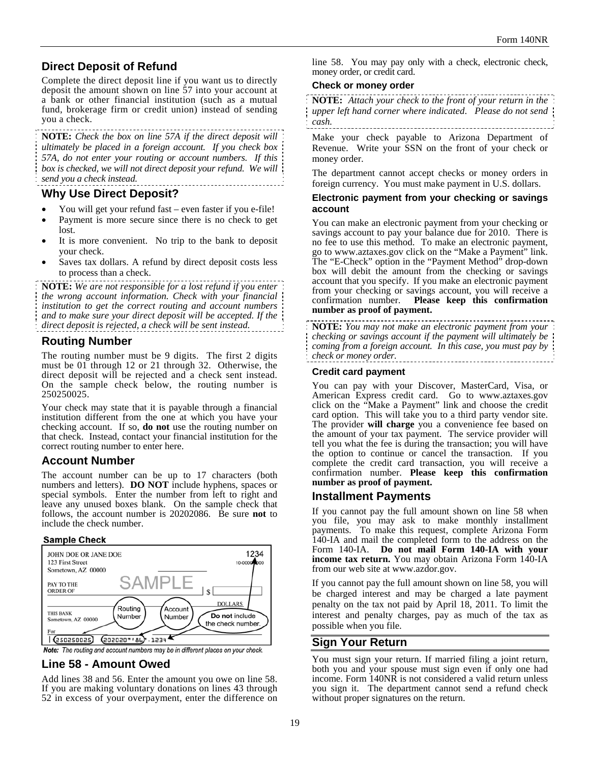## Direct Deposit of Refund

Complete the direct deposit line if you want us to directly deposit the amount shown on line 57 into your account at a bank or other financial institution (such as a mutual fund, brokerage firm or credit union) instead of sending you a check.

**NOTE:** *Check the box on line 57A if the direct deposit will ultimately be placed in a foreign account. If you check box 57A, do not enter your routing or account numbers. If this box is checked, we will not direct deposit your refund. We will send you a check instead.*

## Why Use Direct Deposit?

- You will get your refund fast – even faster if you e-file!
- Payment is more secure since there is no check to get lost.
- It is more convenient. No trip to the bank to deposit your check.
- Saves tax dollars. A refund by direct deposit costs less to process than a check.

**NOTE:** *We are not responsible for a lost refund if you enter the wrong account information. Check with your financial institution to get the correct routing and account numbers and to make sure your direct deposit will be accepted. If the direct deposit is rejected, a check will be sent instead.*

## Routing Number

The routing number must be 9 digits. The first 2 digits must be 01 through 12 or 21 through 32. Otherwise, the direct deposit will be rejected and a check sent instead. On the sample check below, the routing number is 250250025.

Your check may state that it is payable through a financial institution different from the one at which you have your checking account. If so, **do not** use the routing number on that check. Instead, contact your financial institution for the correct routing number to enter here.

## Account Number

The account number can be up to 17 characters (both numbers and letters). **DO NOT** include hyphens, spaces or special symbols. Enter the number from left to right and leave any unused boxes blank. On the sample check that follows, the account number is 20202086. Be sure **not** to include the check number.

**Sample Check**

JOHN DOE OR JANE DOE
123 First Street
Sometown, AZ 00000

1234
10-0000/0000

PAY TO THE ORDER OF — SAMPLE — $

DOLLARS

THIS BANK
Sometown, AZ 00000

For

Routing Number: 250250025 — Account Number: 20202086 — Do not include the check number: 1234

*Note: The routing and account numbers may be in different places on your check.*

## Line 58 - Amount Owed

Add lines 38 and 56. Enter the amount you owe on line 58. If you are making voluntary donations on lines 43 through 52 in excess of your overpayment, enter the difference on line 58. You may pay only with a check, electronic check, money order, or credit card.

### Check or money order

**NOTE:** *Attach your check to the front of your return in the upper left hand corner where indicated. Please do not send cash.*

Make your check payable to Arizona Department of Revenue. Write your SSN on the front of your check or money order.

The department cannot accept checks or money orders in foreign currency. You must make payment in U.S. dollars.

### Electronic payment from your checking or savings account

You can make an electronic payment from your checking or savings account to pay your balance due for 2010. There is no fee to use this method. To make an electronic payment, go to www.aztaxes.gov click on the "Make a Payment" link. The "E-Check" option in the "Payment Method" drop-down box will debit the amount from the checking or savings account that you specify. If you make an electronic payment from your checking or savings account, you will receive a confirmation number. **Please keep this confirmation number as proof of payment.**

**NOTE:** *You may not make an electronic payment from your checking or savings account if the payment will ultimately be coming from a foreign account. In this case, you must pay by check or money order.*

### Credit card payment

You can pay with your Discover, MasterCard, Visa, or American Express credit card. Go to www.aztaxes.gov click on the "Make a Payment" link and choose the credit card option. This will take you to a third party vendor site. The provider **will charge** you a convenience fee based on the amount of your tax payment. The service provider will tell you what the fee is during the transaction; you will have the option to continue or cancel the transaction. If you complete the credit card transaction, you will receive a confirmation number. **Please keep this confirmation number as proof of payment.**

## Installment Payments

If you cannot pay the full amount shown on line 58 when you file, you may ask to make monthly installment payments. To make this request, complete Arizona Form 140-IA and mail the completed form to the address on the Form 140-IA. **Do not mail Form 140-IA with your income tax return.** You may obtain Arizona Form 140-IA from our web site at www.azdor.gov.

If you cannot pay the full amount shown on line 58, you will be charged interest and may be charged a late payment penalty on the tax not paid by April 18, 2011. To limit the interest and penalty charges, pay as much of the tax as possible when you file.

## Sign Your Return

You must sign your return. If married filing a joint return, both you and your spouse must sign even if only one had income. Form 140NR is not considered a valid return unless you sign it. The department cannot send a refund check without proper signatures on the return.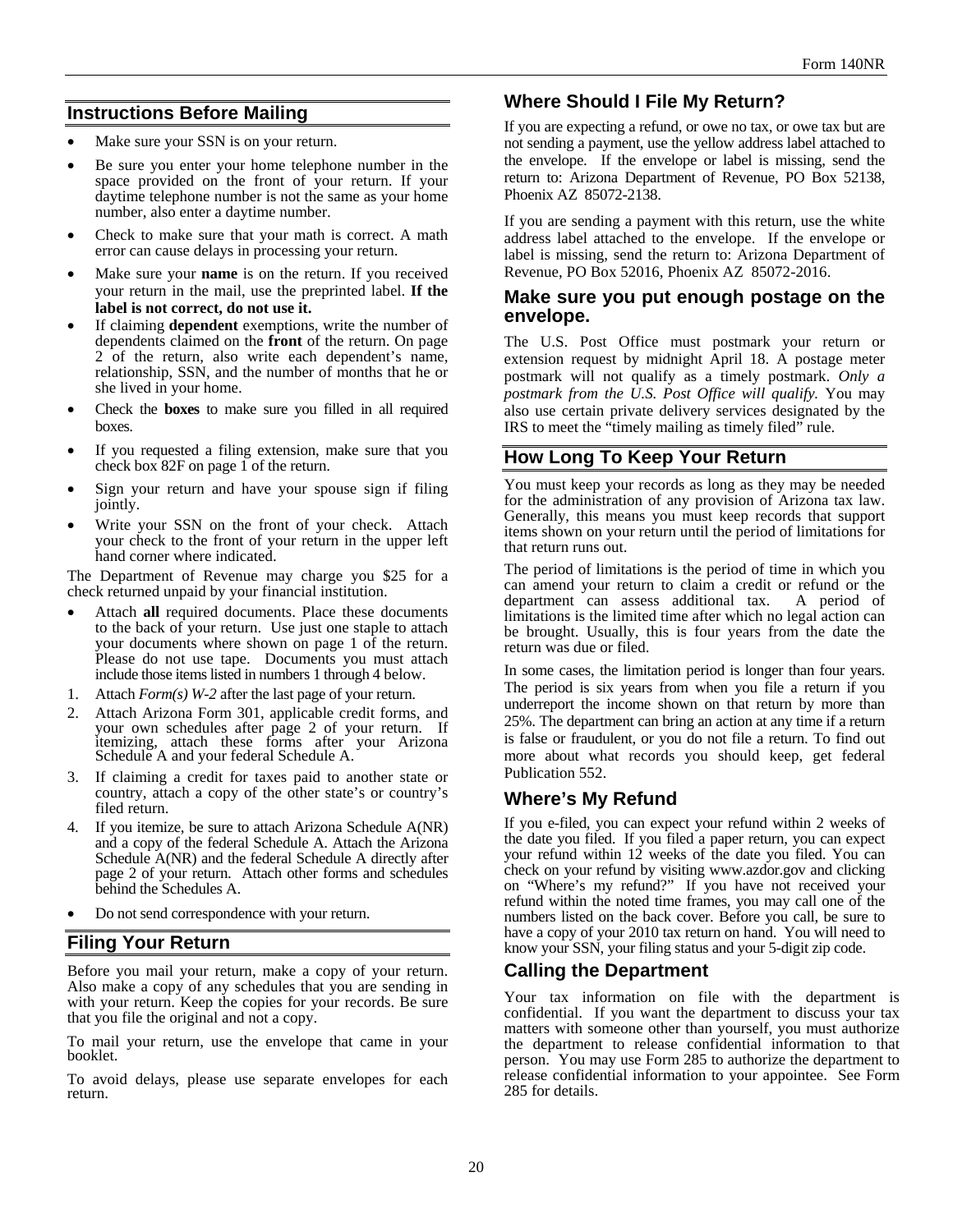## Instructions Before Mailing

- Make sure your SSN is on your return.
- Be sure you enter your home telephone number in the space provided on the front of your return. If your daytime telephone number is not the same as your home number, also enter a daytime number.
- Check to make sure that your math is correct. A math error can cause delays in processing your return.
- Make sure your **name** is on the return. If you received your return in the mail, use the preprinted label. **If the label is not correct, do not use it.**
- If claiming **dependent** exemptions, write the number of dependents claimed on the **front** of the return. On page 2 of the return, also write each dependent's name, relationship, SSN, and the number of months that he or she lived in your home.
- Check the **boxes** to make sure you filled in all required boxes.
- If you requested a filing extension, make sure that you check box 82F on page 1 of the return.
- Sign your return and have your spouse sign if filing jointly.
- Write your SSN on the front of your check. Attach your check to the front of your return in the upper left hand corner where indicated.

The Department of Revenue may charge you $25 for a check returned unpaid by your financial institution.

- Attach **all** required documents. Place these documents to the back of your return. Use just one staple to attach your documents where shown on page 1 of the return. Please do not use tape. Documents you must attach include those items listed in numbers 1 through 4 below.

1. Attach *Form(s) W-2* after the last page of your return.
2. Attach Arizona Form 301, applicable credit forms, and your own schedules after page 2 of your return. If itemizing, attach these forms after your Arizona Schedule A and your federal Schedule A.
3. If claiming a credit for taxes paid to another state or country, attach a copy of the other state's or country's filed return.
4. If you itemize, be sure to attach Arizona Schedule A(NR) and a copy of the federal Schedule A. Attach the Arizona Schedule A(NR) and the federal Schedule A directly after page 2 of your return. Attach other forms and schedules behind the Schedules A.

- Do not send correspondence with your return.

## Filing Your Return

Before you mail your return, make a copy of your return. Also make a copy of any schedules that you are sending in with your return. Keep the copies for your records. Be sure that you file the original and not a copy.

To mail your return, use the envelope that came in your booklet.

To avoid delays, please use separate envelopes for each return.

### Where Should I File My Return?

If you are expecting a refund, or owe no tax, or owe tax but are not sending a payment, use the yellow address label attached to the envelope. If the envelope or label is missing, send the return to: Arizona Department of Revenue, PO Box 52138, Phoenix AZ 85072-2138.

If you are sending a payment with this return, use the white address label attached to the envelope. If the envelope or label is missing, send the return to: Arizona Department of Revenue, PO Box 52016, Phoenix AZ 85072-2016.

### Make sure you put enough postage on the envelope.

The U.S. Post Office must postmark your return or extension request by midnight April 18. A postage meter postmark will not qualify as a timely postmark. *Only a postmark from the U.S. Post Office will qualify.* You may also use certain private delivery services designated by the IRS to meet the "timely mailing as timely filed" rule.

## How Long To Keep Your Return

You must keep your records as long as they may be needed for the administration of any provision of Arizona tax law. Generally, this means you must keep records that support items shown on your return until the period of limitations for that return runs out.

The period of limitations is the period of time in which you can amend your return to claim a credit or refund or the department can assess additional tax. A period of limitations is the limited time after which no legal action can be brought. Usually, this is four years from the date the return was due or filed.

In some cases, the limitation period is longer than four years. The period is six years from when you file a return if you underreport the income shown on that return by more than 25%. The department can bring an action at any time if a return is false or fraudulent, or you do not file a return. To find out more about what records you should keep, get federal Publication 552.

### Where's My Refund

If you e-filed, you can expect your refund within 2 weeks of the date you filed. If you filed a paper return, you can expect your refund within 12 weeks of the date you filed. You can check on your refund by visiting www.azdor.gov and clicking on "Where's my refund?" If you have not received your refund within the noted time frames, you may call one of the numbers listed on the back cover. Before you call, be sure to have a copy of your 2010 tax return on hand. You will need to know your SSN, your filing status and your 5-digit zip code.

### Calling the Department

Your tax information on file with the department is confidential. If you want the department to discuss your tax matters with someone other than yourself, you must authorize the department to release confidential information to that person. You may use Form 285 to authorize the department to release confidential information to your appointee. See Form 285 for details.